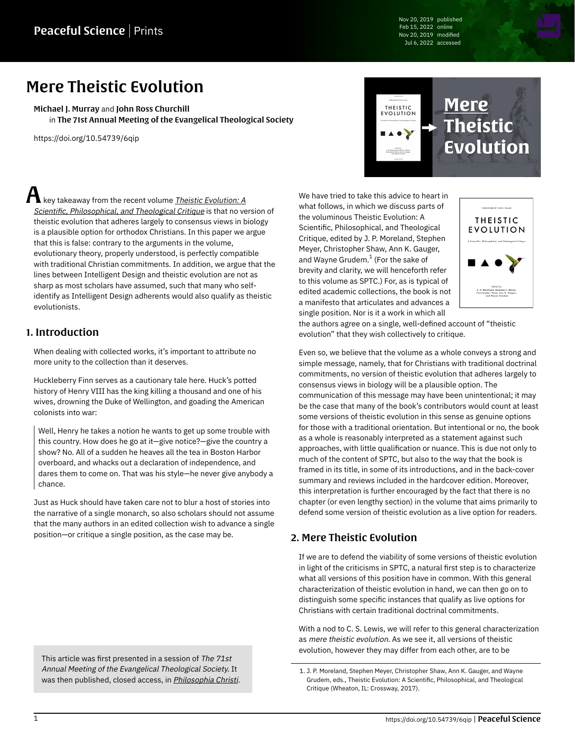# Mere Theistic Evolution

**Michael J. Murray** and **John Ross Churchill**
in **The 71st Annual Meeting of the Evangelical Theological Society**

https://doi.org/10.54739/6qip

A key takeaway from the recent volume *Theistic Evolution: A Scientific, Philosophical, and Theological Critique* is that no version of theistic evolution that adheres largely to consensus views in biology is a plausible option for orthodox Christians. In this paper we argue that this is false: contrary to the arguments in the volume, evolutionary theory, properly understood, is perfectly compatible with traditional Christian commitments. In addition, we argue that the lines between Intelligent Design and theistic evolution are not as sharp as most scholars have assumed, such that many who self-identify as Intelligent Design adherents would also qualify as theistic evolutionists.

## 1. Introduction

When dealing with collected works, it's important to attribute no more unity to the collection than it deserves.

Huckleberry Finn serves as a cautionary tale here. Huck's potted history of Henry VIII has the king killing a thousand and one of his wives, drowning the Duke of Wellington, and goading the American colonists into war:

> Well, Henry he takes a notion he wants to get up some trouble with this country. How does he go at it—give notice?—give the country a show? No. All of a sudden he heaves all the tea in Boston Harbor overboard, and whacks out a declaration of independence, and dares them to come on. That was his style—he never give anybody a chance.

Just as Huck should have taken care not to blur a host of stories into the narrative of a single monarch, so also scholars should not assume that the many authors in an edited collection wish to advance a single position—or critique a single position, as the case may be.

This article was first presented in a session of *The 71st Annual Meeting of the Evangelical Theological Society*. It was then published, closed access, in *Philosophia Christi*.

We have tried to take this advice to heart in what follows, in which we discuss parts of the voluminous Theistic Evolution: A Scientific, Philosophical, and Theological Critique, edited by J. P. Moreland, Stephen Meyer, Christopher Shaw, Ann K. Gauger, and Wayne Grudem.[1] (For the sake of brevity and clarity, we will henceforth refer to this volume as SPTC.) For, as is typical of edited academic collections, the book is not a manifesto that articulates and advances a single position. Nor is it a work in which all the authors agree on a single, well-defined account of "theistic evolution" that they wish collectively to critique.

Even so, we believe that the volume as a whole conveys a strong and simple message, namely, that for Christians with traditional doctrinal commitments, no version of theistic evolution that adheres largely to consensus views in biology will be a plausible option. The communication of this message may have been unintentional; it may be the case that many of the book's contributors would count at least some versions of theistic evolution in this sense as genuine options for those with a traditional orientation. But intentional or no, the book as a whole is reasonably interpreted as a statement against such approaches, with little qualification or nuance. This is due not only to much of the content of SPTC, but also to the way that the book is framed in its title, in some of its introductions, and in the back-cover summary and reviews included in the hardcover edition. Moreover, this interpretation is further encouraged by the fact that there is no chapter (or even lengthy section) in the volume that aims primarily to defend some version of theistic evolution as a live option for readers.

## 2. Mere Theistic Evolution

If we are to defend the viability of some versions of theistic evolution in light of the criticisms in SPTC, a natural first step is to characterize what all versions of this position have in common. With this general characterization of theistic evolution in hand, we can then go on to distinguish some specific instances that qualify as live options for Christians with certain traditional doctrinal commitments.

With a nod to C. S. Lewis, we will refer to this general characterization as *mere theistic evolution.* As we see it, all versions of theistic evolution, however they may differ from each other, are to be

1. J. P. Moreland, Stephen Meyer, Christopher Shaw, Ann K. Gauger, and Wayne Grudem, eds., Theistic Evolution: A Scientific, Philosophical, and Theological Critique (Wheaton, IL: Crossway, 2017).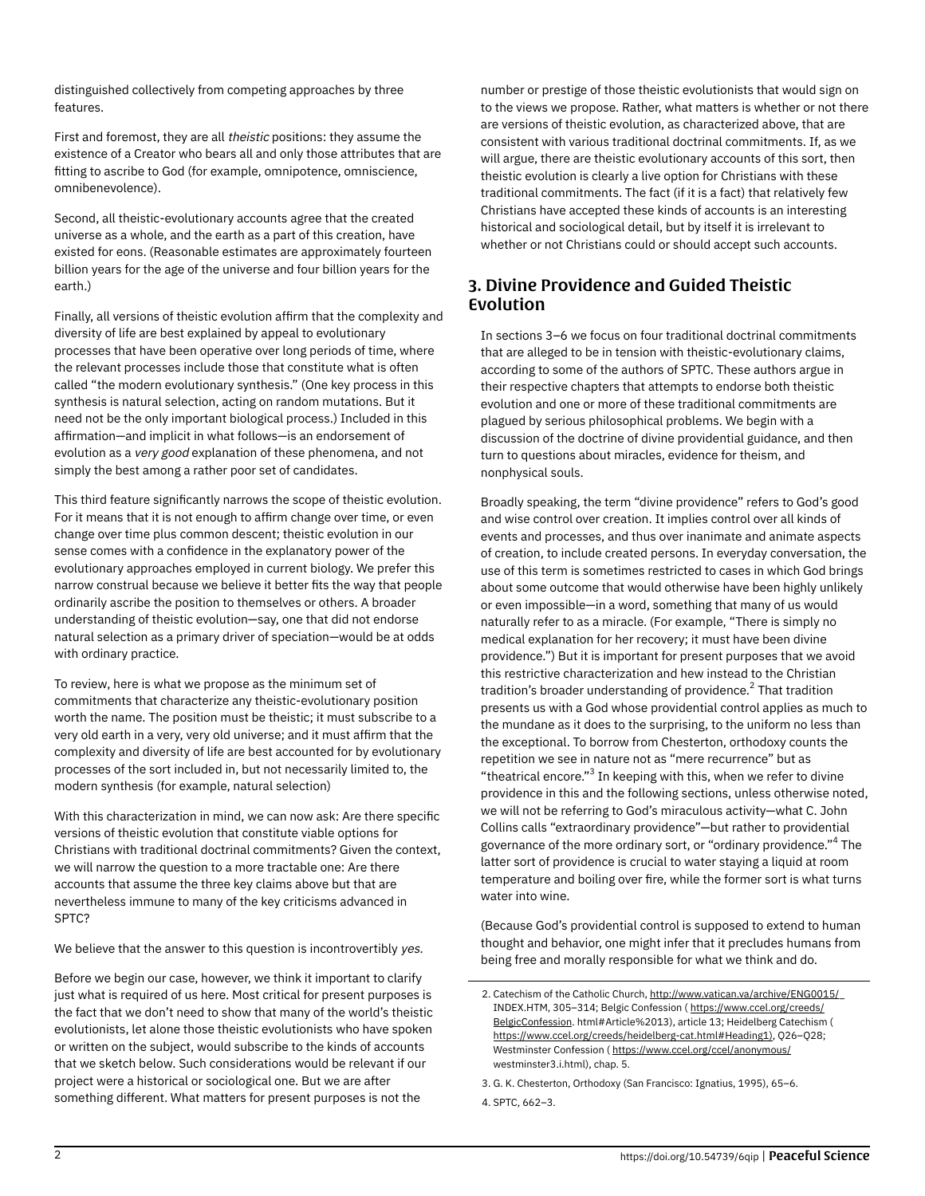distinguished collectively from competing approaches by three features.

First and foremost, they are all *theistic* positions: they assume the existence of a Creator who bears all and only those attributes that are fitting to ascribe to God (for example, omnipotence, omniscience, omnibenevolence).

Second, all theistic-evolutionary accounts agree that the created universe as a whole, and the earth as a part of this creation, have existed for eons. (Reasonable estimates are approximately fourteen billion years for the age of the universe and four billion years for the earth.)

Finally, all versions of theistic evolution affirm that the complexity and diversity of life are best explained by appeal to evolutionary processes that have been operative over long periods of time, where the relevant processes include those that constitute what is often called "the modern evolutionary synthesis." (One key process in this synthesis is natural selection, acting on random mutations. But it need not be the only important biological process.) Included in this affirmation—and implicit in what follows—is an endorsement of evolution as a *very good* explanation of these phenomena, and not simply the best among a rather poor set of candidates.

This third feature significantly narrows the scope of theistic evolution. For it means that it is not enough to affirm change over time, or even change over time plus common descent; theistic evolution in our sense comes with a confidence in the explanatory power of the evolutionary approaches employed in current biology. We prefer this narrow construal because we believe it better fits the way that people ordinarily ascribe the position to themselves or others. A broader understanding of theistic evolution—say, one that did not endorse natural selection as a primary driver of speciation—would be at odds with ordinary practice.

To review, here is what we propose as the minimum set of commitments that characterize any theistic-evolutionary position worth the name. The position must be theistic; it must subscribe to a very old earth in a very, very old universe; and it must affirm that the complexity and diversity of life are best accounted for by evolutionary processes of the sort included in, but not necessarily limited to, the modern synthesis (for example, natural selection)

With this characterization in mind, we can now ask: Are there specific versions of theistic evolution that constitute viable options for Christians with traditional doctrinal commitments? Given the context, we will narrow the question to a more tractable one: Are there accounts that assume the three key claims above but that are nevertheless immune to many of the key criticisms advanced in SPTC?

We believe that the answer to this question is incontrovertibly *yes.*

Before we begin our case, however, we think it important to clarify just what is required of us here. Most critical for present purposes is the fact that we don't need to show that many of the world's theistic evolutionists, let alone those theistic evolutionists who have spoken or written on the subject, would subscribe to the kinds of accounts that we sketch below. Such considerations would be relevant if our project were a historical or sociological one. But we are after something different. What matters for present purposes is not the number or prestige of those theistic evolutionists that would sign on to the views we propose. Rather, what matters is whether or not there are versions of theistic evolution, as characterized above, that are consistent with various traditional doctrinal commitments. If, as we will argue, there are theistic evolutionary accounts of this sort, then theistic evolution is clearly a live option for Christians with these traditional commitments. The fact (if it is a fact) that relatively few Christians have accepted these kinds of accounts is an interesting historical and sociological detail, but by itself it is irrelevant to whether or not Christians could or should accept such accounts.

## 3. Divine Providence and Guided Theistic Evolution

In sections 3–6 we focus on four traditional doctrinal commitments that are alleged to be in tension with theistic-evolutionary claims, according to some of the authors of SPTC. These authors argue in their respective chapters that attempts to endorse both theistic evolution and one or more of these traditional commitments are plagued by serious philosophical problems. We begin with a discussion of the doctrine of divine providential guidance, and then turn to questions about miracles, evidence for theism, and nonphysical souls.

Broadly speaking, the term "divine providence" refers to God's good and wise control over creation. It implies control over all kinds of events and processes, and thus over inanimate and animate aspects of creation, to include created persons. In everyday conversation, the use of this term is sometimes restricted to cases in which God brings about some outcome that would otherwise have been highly unlikely or even impossible—in a word, something that many of us would naturally refer to as a miracle. (For example, "There is simply no medical explanation for her recovery; it must have been divine providence.") But it is important for present purposes that we avoid this restrictive characterization and hew instead to the Christian tradition's broader understanding of providence.[2] That tradition presents us with a God whose providential control applies as much to the mundane as it does to the surprising, to the uniform no less than the exceptional. To borrow from Chesterton, orthodoxy counts the repetition we see in nature not as "mere recurrence" but as "theatrical encore."[3] In keeping with this, when we refer to divine providence in this and the following sections, unless otherwise noted, we will not be referring to God's miraculous activity—what C. John Collins calls "extraordinary providence"—but rather to providential governance of the more ordinary sort, or "ordinary providence."[4] The latter sort of providence is crucial to water staying a liquid at room temperature and boiling over fire, while the former sort is what turns water into wine.

(Because God's providential control is supposed to extend to human thought and behavior, one might infer that it precludes humans from being free and morally responsible for what we think and do.

2. Catechism of the Catholic Church, http://www.vatican.va/archive/ENG0015/_INDEX.HTM, 305–314; Belgic Confession ( https://www.ccel.org/creeds/BelgicConfession. html#Article%2013), article 13; Heidelberg Catechism ( https://www.ccel.org/creeds/heidelberg-cat.html#Heading1), Q26–Q28; Westminster Confession ( https://www.ccel.org/ccel/anonymous/westminster3.i.html), chap. 5.

3. G. K. Chesterton, Orthodoxy (San Francisco: Ignatius, 1995), 65–6.

4. SPTC, 662–3.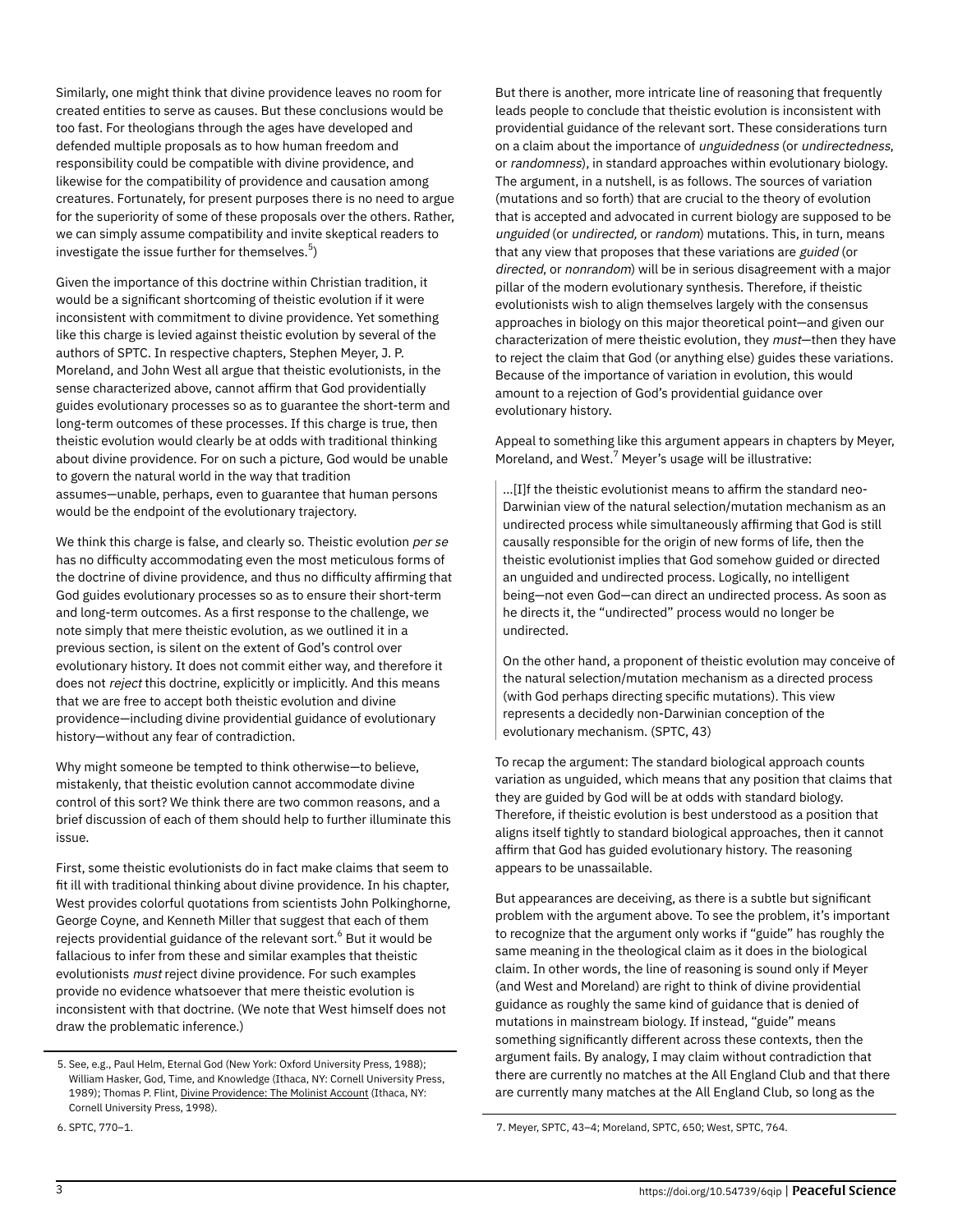Similarly, one might think that divine providence leaves no room for created entities to serve as causes. But these conclusions would be too fast. For theologians through the ages have developed and defended multiple proposals as to how human freedom and responsibility could be compatible with divine providence, and likewise for the compatibility of providence and causation among creatures. Fortunately, for present purposes there is no need to argue for the superiority of some of these proposals over the others. Rather, we can simply assume compatibility and invite skeptical readers to investigate the issue further for themselves.[5])

Given the importance of this doctrine within Christian tradition, it would be a significant shortcoming of theistic evolution if it were inconsistent with commitment to divine providence. Yet something like this charge is levied against theistic evolution by several of the authors of SPTC. In respective chapters, Stephen Meyer, J. P. Moreland, and John West all argue that theistic evolutionists, in the sense characterized above, cannot affirm that God providentially guides evolutionary processes so as to guarantee the short-term and long-term outcomes of these processes. If this charge is true, then theistic evolution would clearly be at odds with traditional thinking about divine providence. For on such a picture, God would be unable to govern the natural world in the way that tradition assumes—unable, perhaps, even to guarantee that human persons would be the endpoint of the evolutionary trajectory.

We think this charge is false, and clearly so. Theistic evolution *per se* has no difficulty accommodating even the most meticulous forms of the doctrine of divine providence, and thus no difficulty affirming that God guides evolutionary processes so as to ensure their short-term and long-term outcomes. As a first response to the challenge, we note simply that mere theistic evolution, as we outlined it in a previous section, is silent on the extent of God's control over evolutionary history. It does not commit either way, and therefore it does not *reject* this doctrine, explicitly or implicitly. And this means that we are free to accept both theistic evolution and divine providence—including divine providential guidance of evolutionary history—without any fear of contradiction.

Why might someone be tempted to think otherwise—to believe, mistakenly, that theistic evolution cannot accommodate divine control of this sort? We think there are two common reasons, and a brief discussion of each of them should help to further illuminate this issue.

First, some theistic evolutionists do in fact make claims that seem to fit ill with traditional thinking about divine providence. In his chapter, West provides colorful quotations from scientists John Polkinghorne, George Coyne, and Kenneth Miller that suggest that each of them rejects providential guidance of the relevant sort.[6] But it would be fallacious to infer from these and similar examples that theistic evolutionists *must* reject divine providence. For such examples provide no evidence whatsoever that mere theistic evolution is inconsistent with that doctrine. (We note that West himself does not draw the problematic inference.)

But there is another, more intricate line of reasoning that frequently leads people to conclude that theistic evolution is inconsistent with providential guidance of the relevant sort. These considerations turn on a claim about the importance of *unguidedness* (or *undirectedness*, or *randomness*), in standard approaches within evolutionary biology. The argument, in a nutshell, is as follows. The sources of variation (mutations and so forth) that are crucial to the theory of evolution that is accepted and advocated in current biology are supposed to be *unguided* (or *undirected*, or *random*) mutations. This, in turn, means that any view that proposes that these variations are *guided* (or *directed*, or *nonrandom*) will be in serious disagreement with a major pillar of the modern evolutionary synthesis. Therefore, if theistic evolutionists wish to align themselves largely with the consensus approaches in biology on this major theoretical point—and given our characterization of mere theistic evolution, they *must*—then they have to reject the claim that God (or anything else) guides these variations. Because of the importance of variation in evolution, this would amount to a rejection of God's providential guidance over evolutionary history.

Appeal to something like this argument appears in chapters by Meyer, Moreland, and West.[7] Meyer's usage will be illustrative:

> …[I]f the theistic evolutionist means to affirm the standard neo-Darwinian view of the natural selection/mutation mechanism as an undirected process while simultaneously affirming that God is still causally responsible for the origin of new forms of life, then the theistic evolutionist implies that God somehow guided or directed an unguided and undirected process. Logically, no intelligent being—not even God—can direct an undirected process. As soon as he directs it, the "undirected" process would no longer be undirected.
>
> On the other hand, a proponent of theistic evolution may conceive of the natural selection/mutation mechanism as a directed process (with God perhaps directing specific mutations). This view represents a decidedly non-Darwinian conception of the evolutionary mechanism. (SPTC, 43)

To recap the argument: The standard biological approach counts variation as unguided, which means that any position that claims that they are guided by God will be at odds with standard biology. Therefore, if theistic evolution is best understood as a position that aligns itself tightly to standard biological approaches, then it cannot affirm that God has guided evolutionary history. The reasoning appears to be unassailable.

But appearances are deceiving, as there is a subtle but significant problem with the argument above. To see the problem, it's important to recognize that the argument only works if "guide" has roughly the same meaning in the theological claim as it does in the biological claim. In other words, the line of reasoning is sound only if Meyer (and West and Moreland) are right to think of divine providential guidance as roughly the same kind of guidance that is denied of mutations in mainstream biology. If instead, "guide" means something significantly different across these contexts, then the argument fails. By analogy, I may claim without contradiction that there are currently no matches at the All England Club and that there are currently many matches at the All England Club, so long as the

5. See, e.g., Paul Helm, Eternal God (New York: Oxford University Press, 1988); William Hasker, God, Time, and Knowledge (Ithaca, NY: Cornell University Press, 1989); Thomas P. Flint, Divine Providence: The Molinist Account (Ithaca, NY: Cornell University Press, 1998).

6. SPTC, 770–1.

7. Meyer, SPTC, 43–4; Moreland, SPTC, 650; West, SPTC, 764.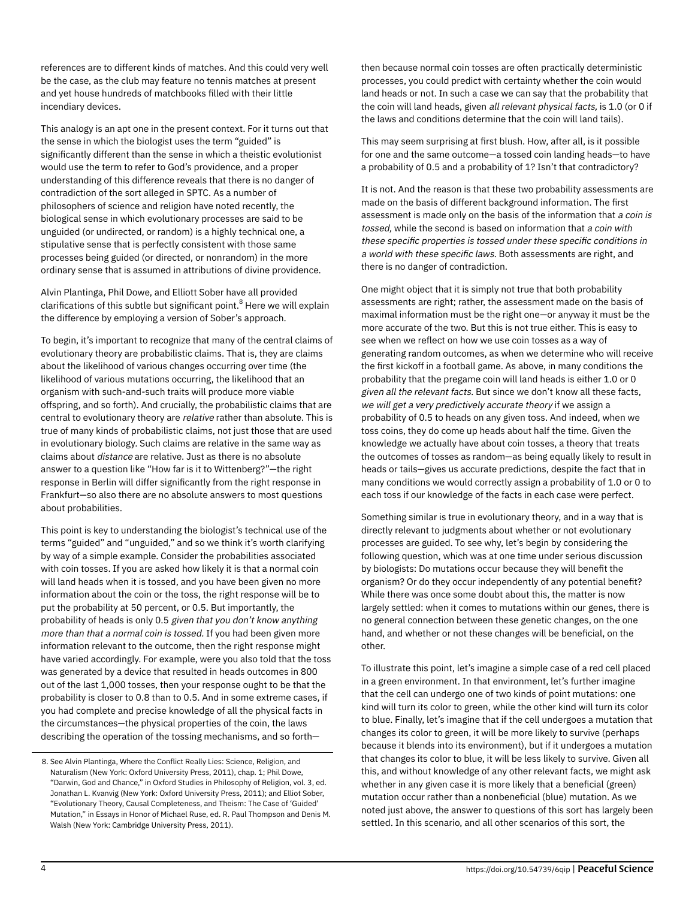references are to different kinds of matches. And this could very well be the case, as the club may feature no tennis matches at present and yet house hundreds of matchbooks filled with their little incendiary devices.

This analogy is an apt one in the present context. For it turns out that the sense in which the biologist uses the term "guided" is significantly different than the sense in which a theistic evolutionist would use the term to refer to God's providence, and a proper understanding of this difference reveals that there is no danger of contradiction of the sort alleged in SPTC. As a number of philosophers of science and religion have noted recently, the biological sense in which evolutionary processes are said to be unguided (or undirected, or random) is a highly technical one, a stipulative sense that is perfectly consistent with those same processes being guided (or directed, or nonrandom) in the more ordinary sense that is assumed in attributions of divine providence.

Alvin Plantinga, Phil Dowe, and Elliott Sober have all provided clarifications of this subtle but significant point.[8] Here we will explain the difference by employing a version of Sober's approach.

To begin, it's important to recognize that many of the central claims of evolutionary theory are probabilistic claims. That is, they are claims about the likelihood of various changes occurring over time (the likelihood of various mutations occurring, the likelihood that an organism with such-and-such traits will produce more viable offspring, and so forth). And crucially, the probabilistic claims that are central to evolutionary theory are *relative* rather than absolute. This is true of many kinds of probabilistic claims, not just those that are used in evolutionary biology. Such claims are relative in the same way as claims about *distance* are relative. Just as there is no absolute answer to a question like "How far is it to Wittenberg?"—the right response in Berlin will differ significantly from the right response in Frankfurt—so also there are no absolute answers to most questions about probabilities.

This point is key to understanding the biologist's technical use of the terms "guided" and "unguided," and so we think it's worth clarifying by way of a simple example. Consider the probabilities associated with coin tosses. If you are asked how likely it is that a normal coin will land heads when it is tossed, and you have been given no more information about the coin or the toss, the right response will be to put the probability at 50 percent, or 0.5. But importantly, the probability of heads is only 0.5 *given that you don't know anything more than that a normal coin is tossed.* If you had been given more information relevant to the outcome, then the right response might have varied accordingly. For example, were you also told that the toss was generated by a device that resulted in heads outcomes in 800 out of the last 1,000 tosses, then your response ought to be that the probability is closer to 0.8 than to 0.5. And in some extreme cases, if you had complete and precise knowledge of all the physical facts in the circumstances—the physical properties of the coin, the laws describing the operation of the tossing mechanisms, and so forth—then because normal coin tosses are often practically deterministic processes, you could predict with certainty whether the coin would land heads or not. In such a case we can say that the probability that the coin will land heads, given *all relevant physical facts,* is 1.0 (or 0 if the laws and conditions determine that the coin will land tails).

This may seem surprising at first blush. How, after all, is it possible for one and the same outcome—a tossed coin landing heads—to have a probability of 0.5 and a probability of 1? Isn't that contradictory?

It is not. And the reason is that these two probability assessments are made on the basis of different background information. The first assessment is made only on the basis of the information that *a coin is tossed,* while the second is based on information that *a coin with these specific properties is tossed under these specific conditions in a world with these specific laws.* Both assessments are right, and there is no danger of contradiction.

One might object that it is simply not true that both probability assessments are right; rather, the assessment made on the basis of maximal information must be the right one—or anyway it must be the more accurate of the two. But this is not true either. This is easy to see when we reflect on how we use coin tosses as a way of generating random outcomes, as when we determine who will receive the first kickoff in a football game. As above, in many conditions the probability that the pregame coin will land heads is either 1.0 or 0 *given all the relevant facts.* But since we don't know all these facts, *we will get a very predictively accurate theory* if we assign a probability of 0.5 to heads on any given toss. And indeed, when we toss coins, they do come up heads about half the time. Given the knowledge we actually have about coin tosses, a theory that treats the outcomes of tosses as random—as being equally likely to result in heads or tails—gives us accurate predictions, despite the fact that in many conditions we would correctly assign a probability of 1.0 or 0 to each toss if our knowledge of the facts in each case were perfect.

Something similar is true in evolutionary theory, and in a way that is directly relevant to judgments about whether or not evolutionary processes are guided. To see why, let's begin by considering the following question, which was at one time under serious discussion by biologists: Do mutations occur because they will benefit the organism? Or do they occur independently of any potential benefit? While there was once some doubt about this, the matter is now largely settled: when it comes to mutations within our genes, there is no general connection between these genetic changes, on the one hand, and whether or not these changes will be beneficial, on the other.

To illustrate this point, let's imagine a simple case of a red cell placed in a green environment. In that environment, let's further imagine that the cell can undergo one of two kinds of point mutations: one kind will turn its color to green, while the other kind will turn its color to blue. Finally, let's imagine that if the cell undergoes a mutation that changes its color to green, it will be more likely to survive (perhaps because it blends into its environment), but if it undergoes a mutation that changes its color to blue, it will be less likely to survive. Given all this, and without knowledge of any other relevant facts, we might ask whether in any given case it is more likely that a beneficial (green) mutation occur rather than a nonbeneficial (blue) mutation. As we noted just above, the answer to questions of this sort has largely been settled. In this scenario, and all other scenarios of this sort, the

8. See Alvin Plantinga, Where the Conflict Really Lies: Science, Religion, and Naturalism (New York: Oxford University Press, 2011), chap. 1; Phil Dowe, "Darwin, God and Chance," in Oxford Studies in Philosophy of Religion, vol. 3, ed. Jonathan L. Kvanvig (New York: Oxford University Press, 2011); and Elliot Sober, "Evolutionary Theory, Causal Completeness, and Theism: The Case of 'Guided' Mutation," in Essays in Honor of Michael Ruse, ed. R. Paul Thompson and Denis M. Walsh (New York: Cambridge University Press, 2011).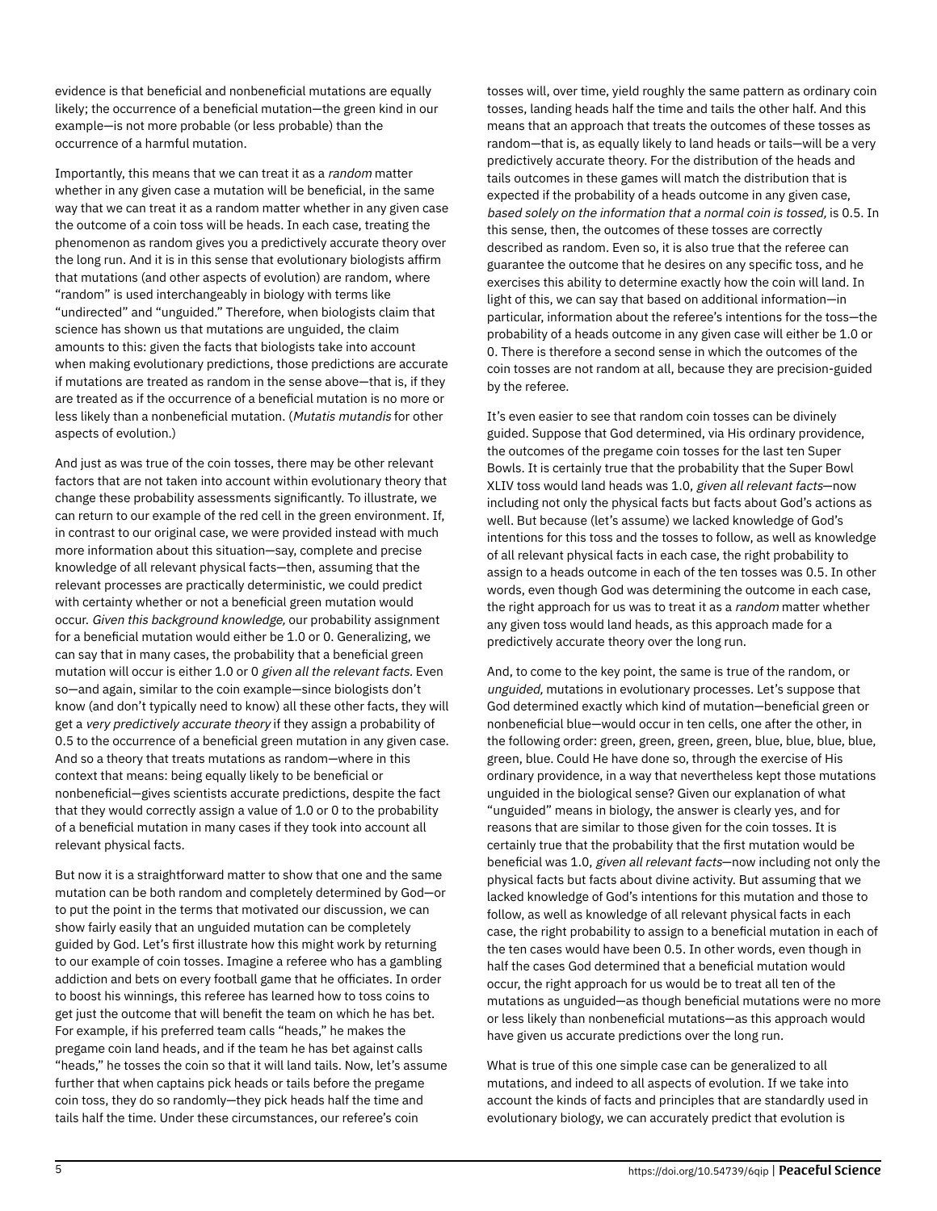evidence is that beneficial and nonbeneficial mutations are equally likely; the occurrence of a beneficial mutation—the green kind in our example—is not more probable (or less probable) than the occurrence of a harmful mutation.

Importantly, this means that we can treat it as a *random* matter whether in any given case a mutation will be beneficial, in the same way that we can treat it as a random matter whether in any given case the outcome of a coin toss will be heads. In each case, treating the phenomenon as random gives you a predictively accurate theory over the long run. And it is in this sense that evolutionary biologists affirm that mutations (and other aspects of evolution) are random, where "random" is used interchangeably in biology with terms like "undirected" and "unguided." Therefore, when biologists claim that science has shown us that mutations are unguided, the claim amounts to this: given the facts that biologists take into account when making evolutionary predictions, those predictions are accurate if mutations are treated as random in the sense above—that is, if they are treated as if the occurrence of a beneficial mutation is no more or less likely than a nonbeneficial mutation. (*Mutatis mutandis* for other aspects of evolution.)

And just as was true of the coin tosses, there may be other relevant factors that are not taken into account within evolutionary theory that change these probability assessments significantly. To illustrate, we can return to our example of the red cell in the green environment. If, in contrast to our original case, we were provided instead with much more information about this situation—say, complete and precise knowledge of all relevant physical facts—then, assuming that the relevant processes are practically deterministic, we could predict with certainty whether or not a beneficial green mutation would occur. *Given this background knowledge,* our probability assignment for a beneficial mutation would either be 1.0 or 0. Generalizing, we can say that in many cases, the probability that a beneficial green mutation will occur is either 1.0 or 0 *given all the relevant facts.* Even so—and again, similar to the coin example—since biologists don't know (and don't typically need to know) all these other facts, they will get a *very predictively accurate theory* if they assign a probability of 0.5 to the occurrence of a beneficial green mutation in any given case. And so a theory that treats mutations as random—where in this context that means: being equally likely to be beneficial or nonbeneficial—gives scientists accurate predictions, despite the fact that they would correctly assign a value of 1.0 or 0 to the probability of a beneficial mutation in many cases if they took into account all relevant physical facts.

But now it is a straightforward matter to show that one and the same mutation can be both random and completely determined by God—or to put the point in the terms that motivated our discussion, we can show fairly easily that an unguided mutation can be completely guided by God. Let's first illustrate how this might work by returning to our example of coin tosses. Imagine a referee who has a gambling addiction and bets on every football game that he officiates. In order to boost his winnings, this referee has learned how to toss coins to get just the outcome that will benefit the team on which he has bet. For example, if his preferred team calls "heads," he makes the pregame coin land heads, and if the team he has bet against calls "heads," he tosses the coin so that it will land tails. Now, let's assume further that when captains pick heads or tails before the pregame coin toss, they do so randomly—they pick heads half the time and tails half the time. Under these circumstances, our referee's coin tosses will, over time, yield roughly the same pattern as ordinary coin tosses, landing heads half the time and tails the other half. And this means that an approach that treats the outcomes of these tosses as random—that is, as equally likely to land heads or tails—will be a very predictively accurate theory. For the distribution of the heads and tails outcomes in these games will match the distribution that is expected if the probability of a heads outcome in any given case, *based solely on the information that a normal coin is tossed,* is 0.5. In this sense, then, the outcomes of these tosses are correctly described as random. Even so, it is also true that the referee can guarantee the outcome that he desires on any specific toss, and he exercises this ability to determine exactly how the coin will land. In light of this, we can say that based on additional information—in particular, information about the referee's intentions for the toss—the probability of a heads outcome in any given case will either be 1.0 or 0. There is therefore a second sense in which the outcomes of the coin tosses are not random at all, because they are precision-guided by the referee.

It's even easier to see that random coin tosses can be divinely guided. Suppose that God determined, via His ordinary providence, the outcomes of the pregame coin tosses for the last ten Super Bowls. It is certainly true that the probability that the Super Bowl XLIV toss would land heads was 1.0, *given all relevant facts*—now including not only the physical facts but facts about God's actions as well. But because (let's assume) we lacked knowledge of God's intentions for this toss and the tosses to follow, as well as knowledge of all relevant physical facts in each case, the right probability to assign to a heads outcome in each of the ten tosses was 0.5. In other words, even though God was determining the outcome in each case, the right approach for us was to treat it as a *random* matter whether any given toss would land heads, as this approach made for a predictively accurate theory over the long run.

And, to come to the key point, the same is true of the random, or *unguided,* mutations in evolutionary processes. Let's suppose that God determined exactly which kind of mutation—beneficial green or nonbeneficial blue—would occur in ten cells, one after the other, in the following order: green, green, green, green, blue, blue, blue, blue, green, blue. Could He have done so, through the exercise of His ordinary providence, in a way that nevertheless kept those mutations unguided in the biological sense? Given our explanation of what "unguided" means in biology, the answer is clearly yes, and for reasons that are similar to those given for the coin tosses. It is certainly true that the probability that the first mutation would be beneficial was 1.0, *given all relevant facts*—now including not only the physical facts but facts about divine activity. But assuming that we lacked knowledge of God's intentions for this mutation and those to follow, as well as knowledge of all relevant physical facts in each case, the right probability to assign to a beneficial mutation in each of the ten cases would have been 0.5. In other words, even though in half the cases God determined that a beneficial mutation would occur, the right approach for us would be to treat all ten of the mutations as unguided—as though beneficial mutations were no more or less likely than nonbeneficial mutations—as this approach would have given us accurate predictions over the long run.

What is true of this one simple case can be generalized to all mutations, and indeed to all aspects of evolution. If we take into account the kinds of facts and principles that are standardly used in evolutionary biology, we can accurately predict that evolution is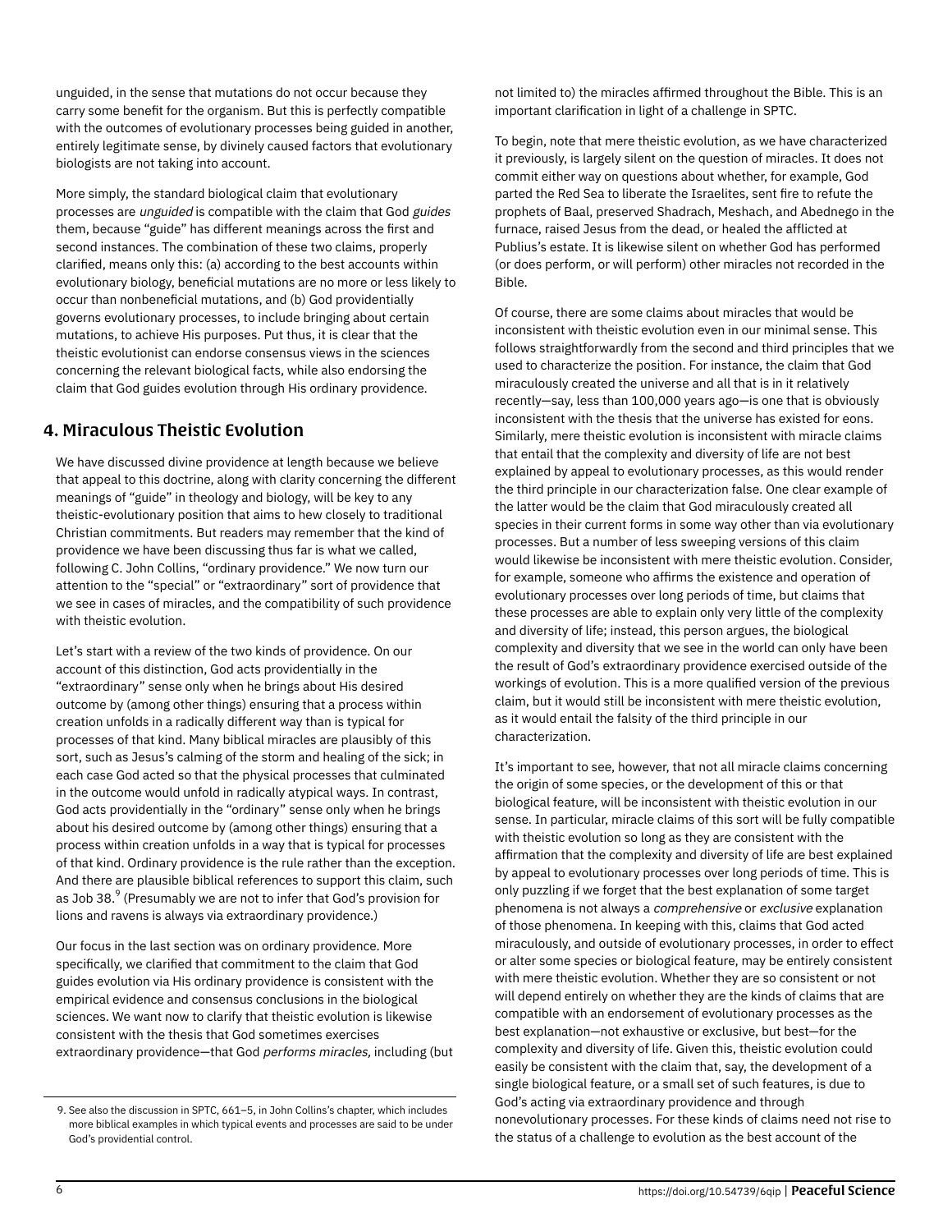unguided, in the sense that mutations do not occur because they carry some benefit for the organism. But this is perfectly compatible with the outcomes of evolutionary processes being guided in another, entirely legitimate sense, by divinely caused factors that evolutionary biologists are not taking into account.

More simply, the standard biological claim that evolutionary processes are *unguided* is compatible with the claim that God *guides* them, because "guide" has different meanings across the first and second instances. The combination of these two claims, properly clarified, means only this: (a) according to the best accounts within evolutionary biology, beneficial mutations are no more or less likely to occur than nonbeneficial mutations, and (b) God providentially governs evolutionary processes, to include bringing about certain mutations, to achieve His purposes. Put thus, it is clear that the theistic evolutionist can endorse consensus views in the sciences concerning the relevant biological facts, while also endorsing the claim that God guides evolution through His ordinary providence.

## 4. Miraculous Theistic Evolution

We have discussed divine providence at length because we believe that appeal to this doctrine, along with clarity concerning the different meanings of "guide" in theology and biology, will be key to any theistic-evolutionary position that aims to hew closely to traditional Christian commitments. But readers may remember that the kind of providence we have been discussing thus far is what we called, following C. John Collins, "ordinary providence." We now turn our attention to the "special" or "extraordinary" sort of providence that we see in cases of miracles, and the compatibility of such providence with theistic evolution.

Let's start with a review of the two kinds of providence. On our account of this distinction, God acts providentially in the "extraordinary" sense only when he brings about His desired outcome by (among other things) ensuring that a process within creation unfolds in a radically different way than is typical for processes of that kind. Many biblical miracles are plausibly of this sort, such as Jesus's calming of the storm and healing of the sick; in each case God acted so that the physical processes that culminated in the outcome would unfold in radically atypical ways. In contrast, God acts providentially in the "ordinary" sense only when he brings about his desired outcome by (among other things) ensuring that a process within creation unfolds in a way that is typical for processes of that kind. Ordinary providence is the rule rather than the exception. And there are plausible biblical references to support this claim, such as Job 38.[9] (Presumably we are not to infer that God's provision for lions and ravens is always via extraordinary providence.)

Our focus in the last section was on ordinary providence. More specifically, we clarified that commitment to the claim that God guides evolution via His ordinary providence is consistent with the empirical evidence and consensus conclusions in the biological sciences. We want now to clarify that theistic evolution is likewise consistent with the thesis that God sometimes exercises extraordinary providence—that God *performs miracles,* including (but not limited to) the miracles affirmed throughout the Bible. This is an important clarification in light of a challenge in SPTC.

To begin, note that mere theistic evolution, as we have characterized it previously, is largely silent on the question of miracles. It does not commit either way on questions about whether, for example, God parted the Red Sea to liberate the Israelites, sent fire to refute the prophets of Baal, preserved Shadrach, Meshach, and Abednego in the furnace, raised Jesus from the dead, or healed the afflicted at Publius's estate. It is likewise silent on whether God has performed (or does perform, or will perform) other miracles not recorded in the Bible.

Of course, there are some claims about miracles that would be inconsistent with theistic evolution even in our minimal sense. This follows straightforwardly from the second and third principles that we used to characterize the position. For instance, the claim that God miraculously created the universe and all that is in it relatively recently—say, less than 100,000 years ago—is one that is obviously inconsistent with the thesis that the universe has existed for eons. Similarly, mere theistic evolution is inconsistent with miracle claims that entail that the complexity and diversity of life are not best explained by appeal to evolutionary processes, as this would render the third principle in our characterization false. One clear example of the latter would be the claim that God miraculously created all species in their current forms in some way other than via evolutionary processes. But a number of less sweeping versions of this claim would likewise be inconsistent with mere theistic evolution. Consider, for example, someone who affirms the existence and operation of evolutionary processes over long periods of time, but claims that these processes are able to explain only very little of the complexity and diversity of life; instead, this person argues, the biological complexity and diversity that we see in the world can only have been the result of God's extraordinary providence exercised outside of the workings of evolution. This is a more qualified version of the previous claim, but it would still be inconsistent with mere theistic evolution, as it would entail the falsity of the third principle in our characterization.

It's important to see, however, that not all miracle claims concerning the origin of some species, or the development of this or that biological feature, will be inconsistent with theistic evolution in our sense. In particular, miracle claims of this sort will be fully compatible with theistic evolution so long as they are consistent with the affirmation that the complexity and diversity of life are best explained by appeal to evolutionary processes over long periods of time. This is only puzzling if we forget that the best explanation of some target phenomena is not always a *comprehensive* or *exclusive* explanation of those phenomena. In keeping with this, claims that God acted miraculously, and outside of evolutionary processes, in order to effect or alter some species or biological feature, may be entirely consistent with mere theistic evolution. Whether they are so consistent or not will depend entirely on whether they are the kinds of claims that are compatible with an endorsement of evolutionary processes as the best explanation—not exhaustive or exclusive, but best—for the complexity and diversity of life. Given this, theistic evolution could easily be consistent with the claim that, say, the development of a single biological feature, or a small set of such features, is due to God's acting via extraordinary providence and through nonevolutionary processes. For these kinds of claims need not rise to the status of a challenge to evolution as the best account of the

9. See also the discussion in SPTC, 661–5, in John Collins's chapter, which includes more biblical examples in which typical events and processes are said to be under God's providential control.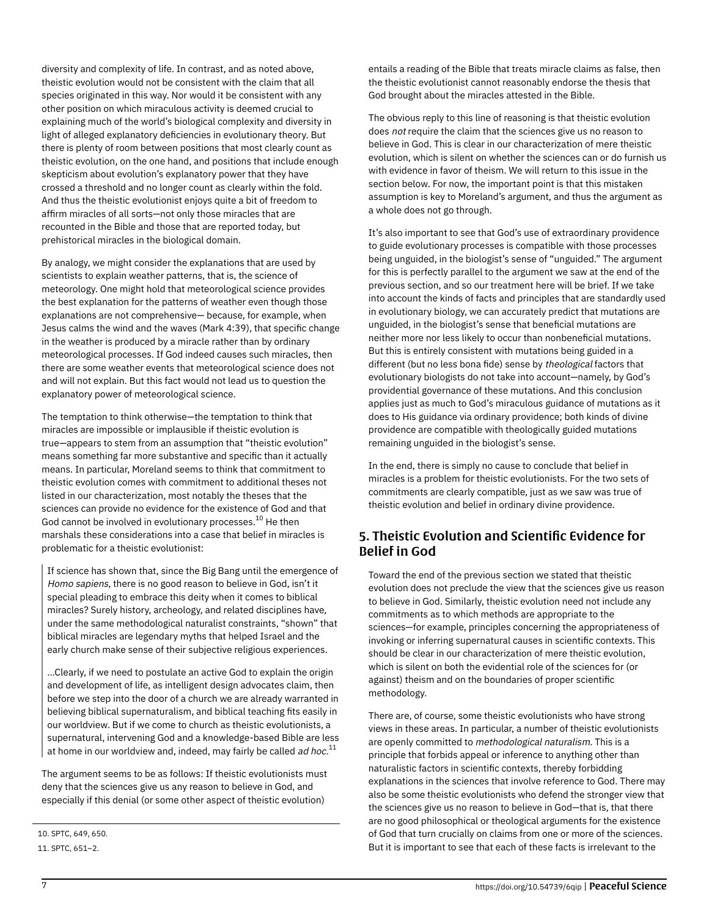diversity and complexity of life. In contrast, and as noted above, theistic evolution would not be consistent with the claim that all species originated in this way. Nor would it be consistent with any other position on which miraculous activity is deemed crucial to explaining much of the world's biological complexity and diversity in light of alleged explanatory deficiencies in evolutionary theory. But there is plenty of room between positions that most clearly count as theistic evolution, on the one hand, and positions that include enough skepticism about evolution's explanatory power that they have crossed a threshold and no longer count as clearly within the fold. And thus the theistic evolutionist enjoys quite a bit of freedom to affirm miracles of all sorts—not only those miracles that are recounted in the Bible and those that are reported today, but prehistorical miracles in the biological domain.

By analogy, we might consider the explanations that are used by scientists to explain weather patterns, that is, the science of meteorology. One might hold that meteorological science provides the best explanation for the patterns of weather even though those explanations are not comprehensive— because, for example, when Jesus calms the wind and the waves (Mark 4:39), that specific change in the weather is produced by a miracle rather than by ordinary meteorological processes. If God indeed causes such miracles, then there are some weather events that meteorological science does not and will not explain. But this fact would not lead us to question the explanatory power of meteorological science.

The temptation to think otherwise—the temptation to think that miracles are impossible or implausible if theistic evolution is true—appears to stem from an assumption that "theistic evolution" means something far more substantive and specific than it actually means. In particular, Moreland seems to think that commitment to theistic evolution comes with commitment to additional theses not listed in our characterization, most notably the theses that the sciences can provide no evidence for the existence of God and that God cannot be involved in evolutionary processes.[10] He then marshals these considerations into a case that belief in miracles is problematic for a theistic evolutionist:

> If science has shown that, since the Big Bang until the emergence of *Homo sapiens*, there is no good reason to believe in God, isn't it special pleading to embrace this deity when it comes to biblical miracles? Surely history, archeology, and related disciplines have, under the same methodological naturalist constraints, "shown" that biblical miracles are legendary myths that helped Israel and the early church make sense of their subjective religious experiences.
>
> …Clearly, if we need to postulate an active God to explain the origin and development of life, as intelligent design advocates claim, then before we step into the door of a church we are already warranted in believing biblical supernaturalism, and biblical teaching fits easily in our worldview. But if we come to church as theistic evolutionists, a supernatural, intervening God and a knowledge-based Bible are less at home in our worldview and, indeed, may fairly be called *ad hoc*.[11]

The argument seems to be as follows: If theistic evolutionists must deny that the sciences give us any reason to believe in God, and especially if this denial (or some other aspect of theistic evolution) entails a reading of the Bible that treats miracle claims as false, then the theistic evolutionist cannot reasonably endorse the thesis that God brought about the miracles attested in the Bible.

The obvious reply to this line of reasoning is that theistic evolution does *not* require the claim that the sciences give us no reason to believe in God. This is clear in our characterization of mere theistic evolution, which is silent on whether the sciences can or do furnish us with evidence in favor of theism. We will return to this issue in the section below. For now, the important point is that this mistaken assumption is key to Moreland's argument, and thus the argument as a whole does not go through.

It's also important to see that God's use of extraordinary providence to guide evolutionary processes is compatible with those processes being unguided, in the biologist's sense of "unguided." The argument for this is perfectly parallel to the argument we saw at the end of the previous section, and so our treatment here will be brief. If we take into account the kinds of facts and principles that are standardly used in evolutionary biology, we can accurately predict that mutations are unguided, in the biologist's sense that beneficial mutations are neither more nor less likely to occur than nonbeneficial mutations. But this is entirely consistent with mutations being guided in a different (but no less bona fide) sense by *theological* factors that evolutionary biologists do not take into account—namely, by God's providential governance of these mutations. And this conclusion applies just as much to God's miraculous guidance of mutations as it does to His guidance via ordinary providence; both kinds of divine providence are compatible with theologically guided mutations remaining unguided in the biologist's sense.

In the end, there is simply no cause to conclude that belief in miracles is a problem for theistic evolutionists. For the two sets of commitments are clearly compatible, just as we saw was true of theistic evolution and belief in ordinary divine providence.

## 5. Theistic Evolution and Scientific Evidence for Belief in God

Toward the end of the previous section we stated that theistic evolution does not preclude the view that the sciences give us reason to believe in God. Similarly, theistic evolution need not include any commitments as to which methods are appropriate to the sciences—for example, principles concerning the appropriateness of invoking or inferring supernatural causes in scientific contexts. This should be clear in our characterization of mere theistic evolution, which is silent on both the evidential role of the sciences for (or against) theism and on the boundaries of proper scientific methodology.

There are, of course, some theistic evolutionists who have strong views in these areas. In particular, a number of theistic evolutionists are openly committed to *methodological naturalism*. This is a principle that forbids appeal or inference to anything other than naturalistic factors in scientific contexts, thereby forbidding explanations in the sciences that involve reference to God. There may also be some theistic evolutionists who defend the stronger view that the sciences give us no reason to believe in God—that is, that there are no good philosophical or theological arguments for the existence of God that turn crucially on claims from one or more of the sciences. But it is important to see that each of these facts is irrelevant to the

10. SPTC, 649, 650.

11. SPTC, 651–2.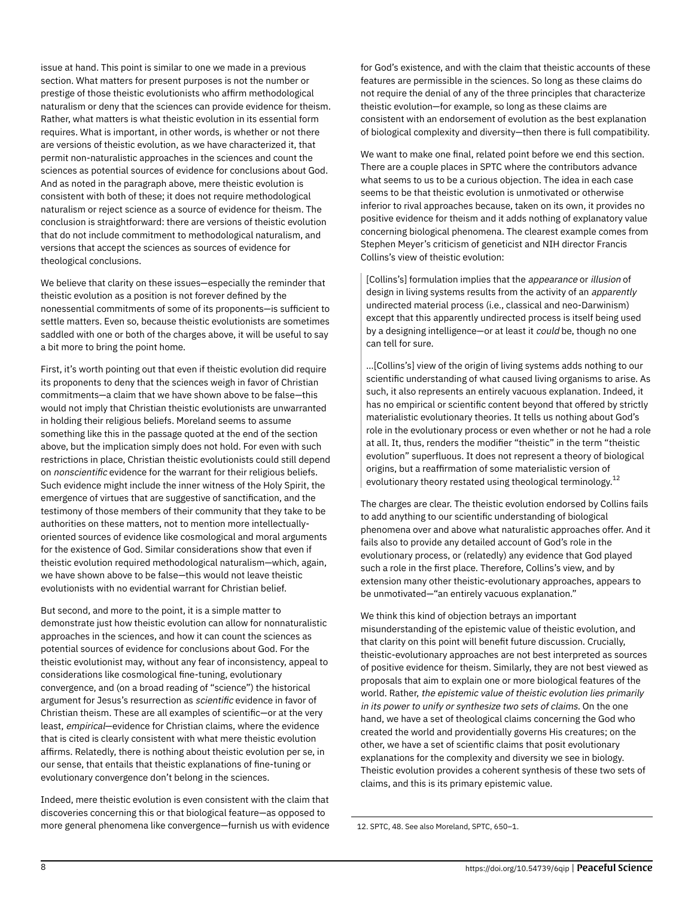issue at hand. This point is similar to one we made in a previous section. What matters for present purposes is not the number or prestige of those theistic evolutionists who affirm methodological naturalism or deny that the sciences can provide evidence for theism. Rather, what matters is what theistic evolution in its essential form requires. What is important, in other words, is whether or not there are versions of theistic evolution, as we have characterized it, that permit non-naturalistic approaches in the sciences and count the sciences as potential sources of evidence for conclusions about God. And as noted in the paragraph above, mere theistic evolution is consistent with both of these; it does not require methodological naturalism or reject science as a source of evidence for theism. The conclusion is straightforward: there are versions of theistic evolution that do not include commitment to methodological naturalism, and versions that accept the sciences as sources of evidence for theological conclusions.

We believe that clarity on these issues—especially the reminder that theistic evolution as a position is not forever defined by the nonessential commitments of some of its proponents—is sufficient to settle matters. Even so, because theistic evolutionists are sometimes saddled with one or both of the charges above, it will be useful to say a bit more to bring the point home.

First, it's worth pointing out that even if theistic evolution did require its proponents to deny that the sciences weigh in favor of Christian commitments—a claim that we have shown above to be false—this would not imply that Christian theistic evolutionists are unwarranted in holding their religious beliefs. Moreland seems to assume something like this in the passage quoted at the end of the section above, but the implication simply does not hold. For even with such restrictions in place, Christian theistic evolutionists could still depend on *nonscientific* evidence for the warrant for their religious beliefs. Such evidence might include the inner witness of the Holy Spirit, the emergence of virtues that are suggestive of sanctification, and the testimony of those members of their community that they take to be authorities on these matters, not to mention more intellectually-oriented sources of evidence like cosmological and moral arguments for the existence of God. Similar considerations show that even if theistic evolution required methodological naturalism—which, again, we have shown above to be false—this would not leave theistic evolutionists with no evidential warrant for Christian belief.

But second, and more to the point, it is a simple matter to demonstrate just how theistic evolution can allow for nonnaturalistic approaches in the sciences, and how it can count the sciences as potential sources of evidence for conclusions about God. For the theistic evolutionist may, without any fear of inconsistency, appeal to considerations like cosmological fine-tuning, evolutionary convergence, and (on a broad reading of "science") the historical argument for Jesus's resurrection as *scientific* evidence in favor of Christian theism. These are all examples of scientific—or at the very least, *empirical*—evidence for Christian claims, where the evidence that is cited is clearly consistent with what mere theistic evolution affirms. Relatedly, there is nothing about theistic evolution per se, in our sense, that entails that theistic explanations of fine-tuning or evolutionary convergence don't belong in the sciences.

Indeed, mere theistic evolution is even consistent with the claim that discoveries concerning this or that biological feature—as opposed to more general phenomena like convergence—furnish us with evidence for God's existence, and with the claim that theistic accounts of these features are permissible in the sciences. So long as these claims do not require the denial of any of the three principles that characterize theistic evolution—for example, so long as these claims are consistent with an endorsement of evolution as the best explanation of biological complexity and diversity—then there is full compatibility.

We want to make one final, related point before we end this section. There are a couple places in SPTC where the contributors advance what seems to us to be a curious objection. The idea in each case seems to be that theistic evolution is unmotivated or otherwise inferior to rival approaches because, taken on its own, it provides no positive evidence for theism and it adds nothing of explanatory value concerning biological phenomena. The clearest example comes from Stephen Meyer's criticism of geneticist and NIH director Francis Collins's view of theistic evolution:

> [Collins's] formulation implies that the *appearance* or *illusion* of design in living systems results from the activity of an *apparently* undirected material process (i.e., classical and neo-Darwinism) except that this apparently undirected process is itself being used by a designing intelligence—or at least it *could* be, though no one can tell for sure.
>
> ...[Collins's] view of the origin of living systems adds nothing to our scientific understanding of what caused living organisms to arise. As such, it also represents an entirely vacuous explanation. Indeed, it has no empirical or scientific content beyond that offered by strictly materialistic evolutionary theories. It tells us nothing about God's role in the evolutionary process or even whether or not he had a role at all. It, thus, renders the modifier "theistic" in the term "theistic evolution" superfluous. It does not represent a theory of biological origins, but a reaffirmation of some materialistic version of evolutionary theory restated using theological terminology.[12]

The charges are clear. The theistic evolution endorsed by Collins fails to add anything to our scientific understanding of biological phenomena over and above what naturalistic approaches offer. And it fails also to provide any detailed account of God's role in the evolutionary process, or (relatedly) any evidence that God played such a role in the first place. Therefore, Collins's view, and by extension many other theistic-evolutionary approaches, appears to be unmotivated—"an entirely vacuous explanation."

We think this kind of objection betrays an important misunderstanding of the epistemic value of theistic evolution, and that clarity on this point will benefit future discussion. Crucially, theistic-evolutionary approaches are not best interpreted as sources of positive evidence for theism. Similarly, they are not best viewed as proposals that aim to explain one or more biological features of the world. Rather, *the epistemic value of theistic evolution lies primarily in its power to unify or synthesize two sets of claims.* On the one hand, we have a set of theological claims concerning the God who created the world and providentially governs His creatures; on the other, we have a set of scientific claims that posit evolutionary explanations for the complexity and diversity we see in biology. Theistic evolution provides a coherent synthesis of these two sets of claims, and this is its primary epistemic value.

12. SPTC, 48. See also Moreland, SPTC, 650–1.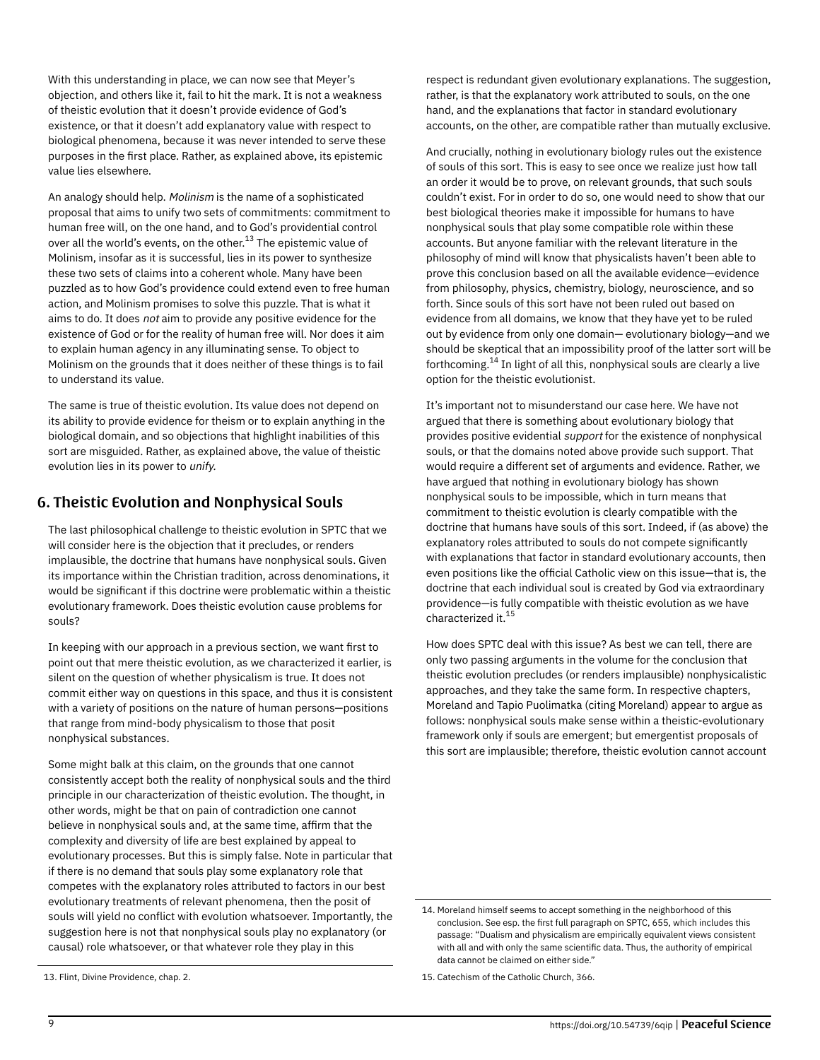With this understanding in place, we can now see that Meyer's objection, and others like it, fail to hit the mark. It is not a weakness of theistic evolution that it doesn't provide evidence of God's existence, or that it doesn't add explanatory value with respect to biological phenomena, because it was never intended to serve these purposes in the first place. Rather, as explained above, its epistemic value lies elsewhere.

An analogy should help. *Molinism* is the name of a sophisticated proposal that aims to unify two sets of commitments: commitment to human free will, on the one hand, and to God's providential control over all the world's events, on the other.[13] The epistemic value of Molinism, insofar as it is successful, lies in its power to synthesize these two sets of claims into a coherent whole. Many have been puzzled as to how God's providence could extend even to free human action, and Molinism promises to solve this puzzle. That is what it aims to do. It does *not* aim to provide any positive evidence for the existence of God or for the reality of human free will. Nor does it aim to explain human agency in any illuminating sense. To object to Molinism on the grounds that it does neither of these things is to fail to understand its value.

The same is true of theistic evolution. Its value does not depend on its ability to provide evidence for theism or to explain anything in the biological domain, and so objections that highlight inabilities of this sort are misguided. Rather, as explained above, the value of theistic evolution lies in its power to *unify*.

## 6. Theistic Evolution and Nonphysical Souls

The last philosophical challenge to theistic evolution in SPTC that we will consider here is the objection that it precludes, or renders implausible, the doctrine that humans have nonphysical souls. Given its importance within the Christian tradition, across denominations, it would be significant if this doctrine were problematic within a theistic evolutionary framework. Does theistic evolution cause problems for souls?

In keeping with our approach in a previous section, we want first to point out that mere theistic evolution, as we characterized it earlier, is silent on the question of whether physicalism is true. It does not commit either way on questions in this space, and thus it is consistent with a variety of positions on the nature of human persons—positions that range from mind-body physicalism to those that posit nonphysical substances.

Some might balk at this claim, on the grounds that one cannot consistently accept both the reality of nonphysical souls and the third principle in our characterization of theistic evolution. The thought, in other words, might be that on pain of contradiction one cannot believe in nonphysical souls and, at the same time, affirm that the complexity and diversity of life are best explained by appeal to evolutionary processes. But this is simply false. Note in particular that if there is no demand that souls play some explanatory role that competes with the explanatory roles attributed to factors in our best evolutionary treatments of relevant phenomena, then the posit of souls will yield no conflict with evolution whatsoever. Importantly, the suggestion here is not that nonphysical souls play no explanatory (or causal) role whatsoever, or that whatever role they play in this respect is redundant given evolutionary explanations. The suggestion, rather, is that the explanatory work attributed to souls, on the one hand, and the explanations that factor in standard evolutionary accounts, on the other, are compatible rather than mutually exclusive.

And crucially, nothing in evolutionary biology rules out the existence of souls of this sort. This is easy to see once we realize just how tall an order it would be to prove, on relevant grounds, that such souls couldn't exist. For in order to do so, one would need to show that our best biological theories make it impossible for humans to have nonphysical souls that play some compatible role within these accounts. But anyone familiar with the relevant literature in the philosophy of mind will know that physicalists haven't been able to prove this conclusion based on all the available evidence—evidence from philosophy, physics, chemistry, biology, neuroscience, and so forth. Since souls of this sort have not been ruled out based on evidence from all domains, we know that they have yet to be ruled out by evidence from only one domain— evolutionary biology—and we should be skeptical that an impossibility proof of the latter sort will be forthcoming.[14] In light of all this, nonphysical souls are clearly a live option for the theistic evolutionist.

It's important not to misunderstand our case here. We have not argued that there is something about evolutionary biology that provides positive evidential *support* for the existence of nonphysical souls, or that the domains noted above provide such support. That would require a different set of arguments and evidence. Rather, we have argued that nothing in evolutionary biology has shown nonphysical souls to be impossible, which in turn means that commitment to theistic evolution is clearly compatible with the doctrine that humans have souls of this sort. Indeed, if (as above) the explanatory roles attributed to souls do not compete significantly with explanations that factor in standard evolutionary accounts, then even positions like the official Catholic view on this issue—that is, the doctrine that each individual soul is created by God via extraordinary providence—is fully compatible with theistic evolution as we have characterized it.[15]

How does SPTC deal with this issue? As best we can tell, there are only two passing arguments in the volume for the conclusion that theistic evolution precludes (or renders implausible) nonphysicalistic approaches, and they take the same form. In respective chapters, Moreland and Tapio Puolimatka (citing Moreland) appear to argue as follows: nonphysical souls make sense within a theistic-evolutionary framework only if souls are emergent; but emergentist proposals of this sort are implausible; therefore, theistic evolution cannot account

13. Flint, Divine Providence, chap. 2.

14. Moreland himself seems to accept something in the neighborhood of this conclusion. See esp. the first full paragraph on SPTC, 655, which includes this passage: "Dualism and physicalism are empirically equivalent views consistent with all and with only the same scientific data. Thus, the authority of empirical data cannot be claimed on either side."

15. Catechism of the Catholic Church, 366.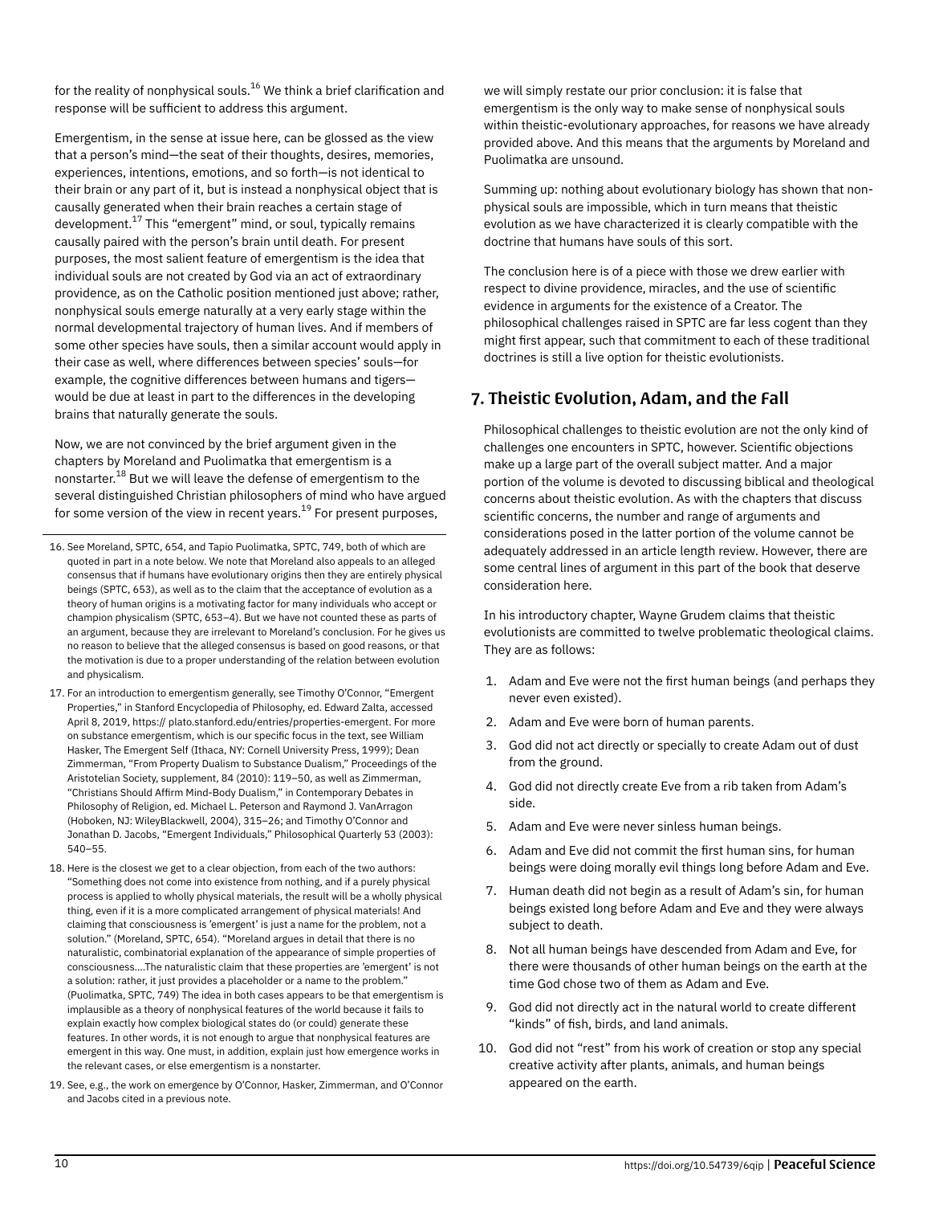for the reality of nonphysical souls.[16] We think a brief clarification and response will be sufficient to address this argument.

Emergentism, in the sense at issue here, can be glossed as the view that a person's mind—the seat of their thoughts, desires, memories, experiences, intentions, emotions, and so forth—is not identical to their brain or any part of it, but is instead a nonphysical object that is causally generated when their brain reaches a certain stage of development.[17] This "emergent" mind, or soul, typically remains causally paired with the person's brain until death. For present purposes, the most salient feature of emergentism is the idea that individual souls are not created by God via an act of extraordinary providence, as on the Catholic position mentioned just above; rather, nonphysical souls emerge naturally at a very early stage within the normal developmental trajectory of human lives. And if members of some other species have souls, then a similar account would apply in their case as well, where differences between species' souls—for example, the cognitive differences between humans and tigers—would be due at least in part to the differences in the developing brains that naturally generate the souls.

Now, we are not convinced by the brief argument given in the chapters by Moreland and Puolimatka that emergentism is a nonstarter.[18] But we will leave the defense of emergentism to the several distinguished Christian philosophers of mind who have argued for some version of the view in recent years.[19] For present purposes, we will simply restate our prior conclusion: it is false that emergentism is the only way to make sense of nonphysical souls within theistic-evolutionary approaches, for reasons we have already provided above. And this means that the arguments by Moreland and Puolimatka are unsound.

Summing up: nothing about evolutionary biology has shown that nonphysical souls are impossible, which in turn means that theistic evolution as we have characterized it is clearly compatible with the doctrine that humans have souls of this sort.

The conclusion here is of a piece with those we drew earlier with respect to divine providence, miracles, and the use of scientific evidence in arguments for the existence of a Creator. The philosophical challenges raised in SPTC are far less cogent than they might first appear, such that commitment to each of these traditional doctrines is still a live option for theistic evolutionists.

## 7. Theistic Evolution, Adam, and the Fall

Philosophical challenges to theistic evolution are not the only kind of challenges one encounters in SPTC, however. Scientific objections make up a large part of the overall subject matter. And a major portion of the volume is devoted to discussing biblical and theological concerns about theistic evolution. As with the chapters that discuss scientific concerns, the number and range of arguments and considerations posed in the latter portion of the volume cannot be adequately addressed in an article length review. However, there are some central lines of argument in this part of the book that deserve consideration here.

In his introductory chapter, Wayne Grudem claims that theistic evolutionists are committed to twelve problematic theological claims. They are as follows:

1. Adam and Eve were not the first human beings (and perhaps they never even existed).
2. Adam and Eve were born of human parents.
3. God did not act directly or specially to create Adam out of dust from the ground.
4. God did not directly create Eve from a rib taken from Adam's side.
5. Adam and Eve were never sinless human beings.
6. Adam and Eve did not commit the first human sins, for human beings were doing morally evil things long before Adam and Eve.
7. Human death did not begin as a result of Adam's sin, for human beings existed long before Adam and Eve and they were always subject to death.
8. Not all human beings have descended from Adam and Eve, for there were thousands of other human beings on the earth at the time God chose two of them as Adam and Eve.
9. God did not directly act in the natural world to create different "kinds" of fish, birds, and land animals.
10. God did not "rest" from his work of creation or stop any special creative activity after plants, animals, and human beings appeared on the earth.

---

16. See Moreland, SPTC, 654, and Tapio Puolimatka, SPTC, 749, both of which are quoted in part in a note below. We note that Moreland also appeals to an alleged consensus that if humans have evolutionary origins then they are entirely physical beings (SPTC, 653), as well as to the claim that the acceptance of evolution as a theory of human origins is a motivating factor for many individuals who accept or champion physicalism (SPTC, 653–4). But we have not counted these as parts of an argument, because they are irrelevant to Moreland's conclusion. For he gives us no reason to believe that the alleged consensus is based on good reasons, or that the motivation is due to a proper understanding of the relation between evolution and physicalism.

17. For an introduction to emergentism generally, see Timothy O'Connor, "Emergent Properties," in Stanford Encyclopedia of Philosophy, ed. Edward Zalta, accessed April 8, 2019, https:// plato.stanford.edu/entries/properties-emergent. For more on substance emergentism, which is our specific focus in the text, see William Hasker, The Emergent Self (Ithaca, NY: Cornell University Press, 1999); Dean Zimmerman, "From Property Dualism to Substance Dualism," Proceedings of the Aristotelian Society, supplement, 84 (2010): 119–50, as well as Zimmerman, "Christians Should Affirm Mind-Body Dualism," in Contemporary Debates in Philosophy of Religion, ed. Michael L. Peterson and Raymond J. VanArragon (Hoboken, NJ: WileyBlackwell, 2004), 315–26; and Timothy O'Connor and Jonathan D. Jacobs, "Emergent Individuals," Philosophical Quarterly 53 (2003): 540–55.

18. Here is the closest we get to a clear objection, from each of the two authors: "Something does not come into existence from nothing, and if a purely physical process is applied to wholly physical materials, the result will be a wholly physical thing, even if it is a more complicated arrangement of physical materials! And claiming that consciousness is 'emergent' is just a name for the problem, not a solution." (Moreland, SPTC, 654). "Moreland argues in detail that there is no naturalistic, combinatorial explanation of the appearance of simple properties of consciousness....The naturalistic claim that these properties are 'emergent' is not a solution: rather, it just provides a placeholder or a name to the problem." (Puolimatka, SPTC, 749) The idea in both cases appears to be that emergentism is implausible as a theory of nonphysical features of the world because it fails to explain exactly how complex biological states do (or could) generate these features. In other words, it is not enough to argue that nonphysical features are emergent in this way. One must, in addition, explain just how emergence works in the relevant cases, or else emergentism is a nonstarter.

19. See, e.g., the work on emergence by O'Connor, Hasker, Zimmerman, and O'Connor and Jacobs cited in a previous note.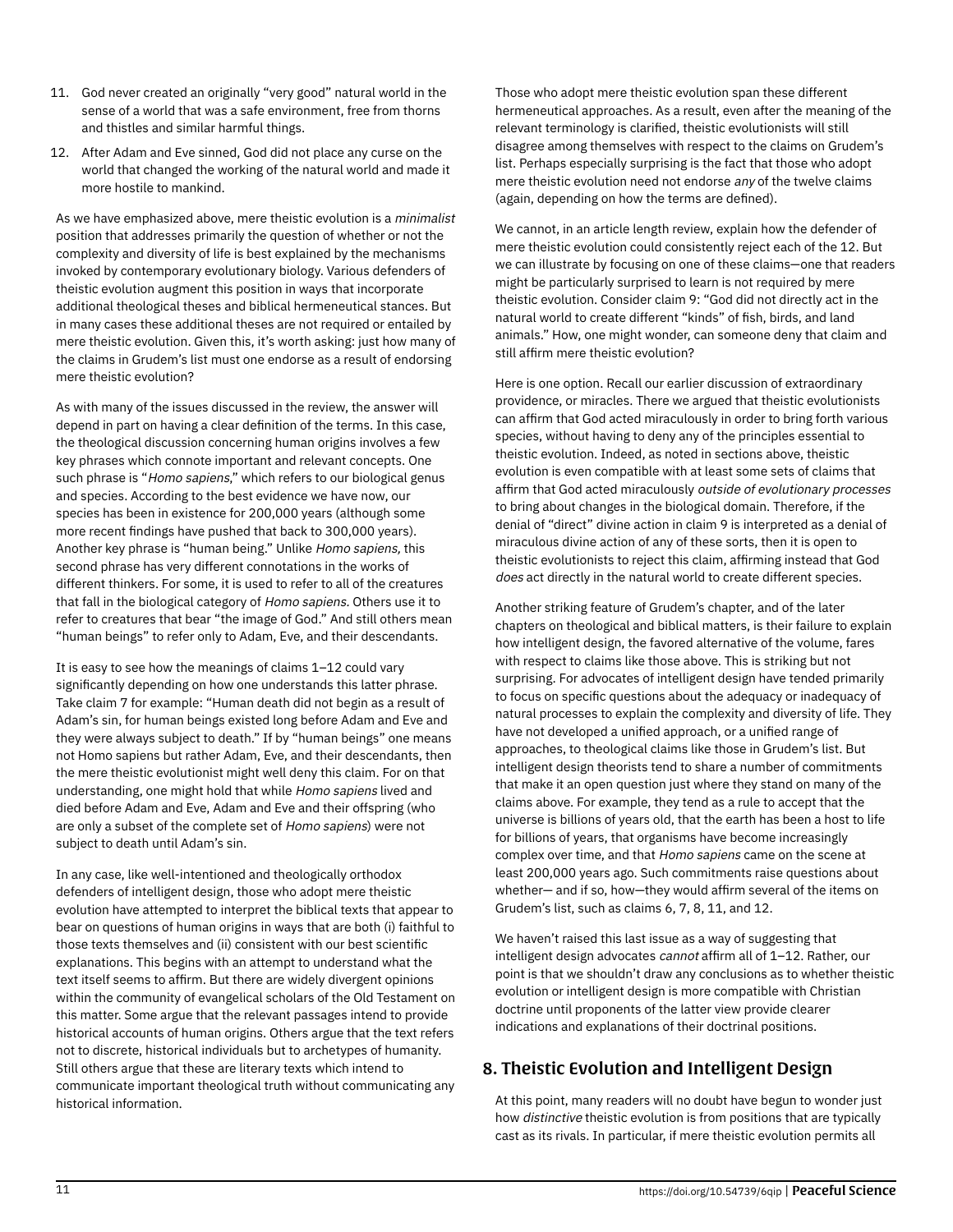11. God never created an originally "very good" natural world in the sense of a world that was a safe environment, free from thorns and thistles and similar harmful things.
12. After Adam and Eve sinned, God did not place any curse on the world that changed the working of the natural world and made it more hostile to mankind.

As we have emphasized above, mere theistic evolution is a *minimalist* position that addresses primarily the question of whether or not the complexity and diversity of life is best explained by the mechanisms invoked by contemporary evolutionary biology. Various defenders of theistic evolution augment this position in ways that incorporate additional theological theses and biblical hermeneutical stances. But in many cases these additional theses are not required or entailed by mere theistic evolution. Given this, it's worth asking: just how many of the claims in Grudem's list must one endorse as a result of endorsing mere theistic evolution?

As with many of the issues discussed in the review, the answer will depend in part on having a clear definition of the terms. In this case, the theological discussion concerning human origins involves a few key phrases which connote important and relevant concepts. One such phrase is "*Homo sapiens*," which refers to our biological genus and species. According to the best evidence we have now, our species has been in existence for 200,000 years (although some more recent findings have pushed that back to 300,000 years). Another key phrase is "human being." Unlike *Homo sapiens,* this second phrase has very different connotations in the works of different thinkers. For some, it is used to refer to all of the creatures that fall in the biological category of *Homo sapiens.* Others use it to refer to creatures that bear "the image of God." And still others mean "human beings" to refer only to Adam, Eve, and their descendants.

It is easy to see how the meanings of claims 1–12 could vary significantly depending on how one understands this latter phrase. Take claim 7 for example: "Human death did not begin as a result of Adam's sin, for human beings existed long before Adam and Eve and they were always subject to death." If by "human beings" one means not Homo sapiens but rather Adam, Eve, and their descendants, then the mere theistic evolutionist might well deny this claim. For on that understanding, one might hold that while *Homo sapiens* lived and died before Adam and Eve, Adam and Eve and their offspring (who are only a subset of the complete set of *Homo sapiens*) were not subject to death until Adam's sin.

In any case, like well-intentioned and theologically orthodox defenders of intelligent design, those who adopt mere theistic evolution have attempted to interpret the biblical texts that appear to bear on questions of human origins in ways that are both (i) faithful to those texts themselves and (ii) consistent with our best scientific explanations. This begins with an attempt to understand what the text itself seems to affirm. But there are widely divergent opinions within the community of evangelical scholars of the Old Testament on this matter. Some argue that the relevant passages intend to provide historical accounts of human origins. Others argue that the text refers not to discrete, historical individuals but to archetypes of humanity. Still others argue that these are literary texts which intend to communicate important theological truth without communicating any historical information.

Those who adopt mere theistic evolution span these different hermeneutical approaches. As a result, even after the meaning of the relevant terminology is clarified, theistic evolutionists will still disagree among themselves with respect to the claims on Grudem's list. Perhaps especially surprising is the fact that those who adopt mere theistic evolution need not endorse *any* of the twelve claims (again, depending on how the terms are defined).

We cannot, in an article length review, explain how the defender of mere theistic evolution could consistently reject each of the 12. But we can illustrate by focusing on one of these claims—one that readers might be particularly surprised to learn is not required by mere theistic evolution. Consider claim 9: "God did not directly act in the natural world to create different "kinds" of fish, birds, and land animals." How, one might wonder, can someone deny that claim and still affirm mere theistic evolution?

Here is one option. Recall our earlier discussion of extraordinary providence, or miracles. There we argued that theistic evolutionists can affirm that God acted miraculously in order to bring forth various species, without having to deny any of the principles essential to theistic evolution. Indeed, as noted in sections above, theistic evolution is even compatible with at least some sets of claims that affirm that God acted miraculously *outside of evolutionary processes* to bring about changes in the biological domain. Therefore, if the denial of "direct" divine action in claim 9 is interpreted as a denial of miraculous divine action of any of these sorts, then it is open to theistic evolutionists to reject this claim, affirming instead that God *does* act directly in the natural world to create different species.

Another striking feature of Grudem's chapter, and of the later chapters on theological and biblical matters, is their failure to explain how intelligent design, the favored alternative of the volume, fares with respect to claims like those above. This is striking but not surprising. For advocates of intelligent design have tended primarily to focus on specific questions about the adequacy or inadequacy of natural processes to explain the complexity and diversity of life. They have not developed a unified approach, or a unified range of approaches, to theological claims like those in Grudem's list. But intelligent design theorists tend to share a number of commitments that make it an open question just where they stand on many of the claims above. For example, they tend as a rule to accept that the universe is billions of years old, that the earth has been a host to life for billions of years, that organisms have become increasingly complex over time, and that *Homo sapiens* came on the scene at least 200,000 years ago. Such commitments raise questions about whether— and if so, how—they would affirm several of the items on Grudem's list, such as claims 6, 7, 8, 11, and 12.

We haven't raised this last issue as a way of suggesting that intelligent design advocates *cannot* affirm all of 1–12. Rather, our point is that we shouldn't draw any conclusions as to whether theistic evolution or intelligent design is more compatible with Christian doctrine until proponents of the latter view provide clearer indications and explanations of their doctrinal positions.

## 8. Theistic Evolution and Intelligent Design

At this point, many readers will no doubt have begun to wonder just how *distinctive* theistic evolution is from positions that are typically cast as its rivals. In particular, if mere theistic evolution permits all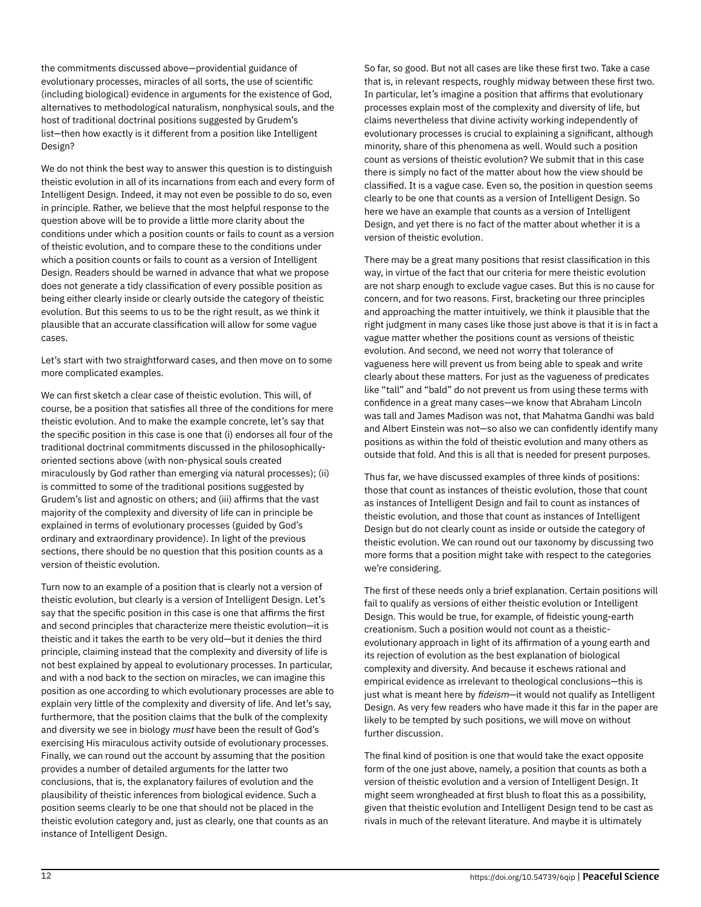the commitments discussed above—providential guidance of evolutionary processes, miracles of all sorts, the use of scientific (including biological) evidence in arguments for the existence of God, alternatives to methodological naturalism, nonphysical souls, and the host of traditional doctrinal positions suggested by Grudem's list—then how exactly is it different from a position like Intelligent Design?

We do not think the best way to answer this question is to distinguish theistic evolution in all of its incarnations from each and every form of Intelligent Design. Indeed, it may not even be possible to do so, even in principle. Rather, we believe that the most helpful response to the question above will be to provide a little more clarity about the conditions under which a position counts or fails to count as a version of theistic evolution, and to compare these to the conditions under which a position counts or fails to count as a version of Intelligent Design. Readers should be warned in advance that what we propose does not generate a tidy classification of every possible position as being either clearly inside or clearly outside the category of theistic evolution. But this seems to us to be the right result, as we think it plausible that an accurate classification will allow for some vague cases.

Let's start with two straightforward cases, and then move on to some more complicated examples.

We can first sketch a clear case of theistic evolution. This will, of course, be a position that satisfies all three of the conditions for mere theistic evolution. And to make the example concrete, let's say that the specific position in this case is one that (i) endorses all four of the traditional doctrinal commitments discussed in the philosophically-oriented sections above (with non-physical souls created miraculously by God rather than emerging via natural processes); (ii) is committed to some of the traditional positions suggested by Grudem's list and agnostic on others; and (iii) affirms that the vast majority of the complexity and diversity of life can in principle be explained in terms of evolutionary processes (guided by God's ordinary and extraordinary providence). In light of the previous sections, there should be no question that this position counts as a version of theistic evolution.

Turn now to an example of a position that is clearly not a version of theistic evolution, but clearly is a version of Intelligent Design. Let's say that the specific position in this case is one that affirms the first and second principles that characterize mere theistic evolution—it is theistic and it takes the earth to be very old—but it denies the third principle, claiming instead that the complexity and diversity of life is not best explained by appeal to evolutionary processes. In particular, and with a nod back to the section on miracles, we can imagine this position as one according to which evolutionary processes are able to explain very little of the complexity and diversity of life. And let's say, furthermore, that the position claims that the bulk of the complexity and diversity we see in biology *must* have been the result of God's exercising His miraculous activity outside of evolutionary processes. Finally, we can round out the account by assuming that the position provides a number of detailed arguments for the latter two conclusions, that is, the explanatory failures of evolution and the plausibility of theistic inferences from biological evidence. Such a position seems clearly to be one that should not be placed in the theistic evolution category and, just as clearly, one that counts as an instance of Intelligent Design.

So far, so good. But not all cases are like these first two. Take a case that is, in relevant respects, roughly midway between these first two. In particular, let's imagine a position that affirms that evolutionary processes explain most of the complexity and diversity of life, but claims nevertheless that divine activity working independently of evolutionary processes is crucial to explaining a significant, although minority, share of this phenomena as well. Would such a position count as versions of theistic evolution? We submit that in this case there is simply no fact of the matter about how the view should be classified. It is a vague case. Even so, the position in question seems clearly to be one that counts as a version of Intelligent Design. So here we have an example that counts as a version of Intelligent Design, and yet there is no fact of the matter about whether it is a version of theistic evolution.

There may be a great many positions that resist classification in this way, in virtue of the fact that our criteria for mere theistic evolution are not sharp enough to exclude vague cases. But this is no cause for concern, and for two reasons. First, bracketing our three principles and approaching the matter intuitively, we think it plausible that the right judgment in many cases like those just above is that it is in fact a vague matter whether the positions count as versions of theistic evolution. And second, we need not worry that tolerance of vagueness here will prevent us from being able to speak and write clearly about these matters. For just as the vagueness of predicates like "tall" and "bald" do not prevent us from using these terms with confidence in a great many cases—we know that Abraham Lincoln was tall and James Madison was not, that Mahatma Gandhi was bald and Albert Einstein was not—so also we can confidently identify many positions as within the fold of theistic evolution and many others as outside that fold. And this is all that is needed for present purposes.

Thus far, we have discussed examples of three kinds of positions: those that count as instances of theistic evolution, those that count as instances of Intelligent Design and fail to count as instances of theistic evolution, and those that count as instances of Intelligent Design but do not clearly count as inside or outside the category of theistic evolution. We can round out our taxonomy by discussing two more forms that a position might take with respect to the categories we're considering.

The first of these needs only a brief explanation. Certain positions will fail to qualify as versions of either theistic evolution or Intelligent Design. This would be true, for example, of fideistic young-earth creationism. Such a position would not count as a theistic-evolutionary approach in light of its affirmation of a young earth and its rejection of evolution as the best explanation of biological complexity and diversity. And because it eschews rational and empirical evidence as irrelevant to theological conclusions—this is just what is meant here by *fideism*—it would not qualify as Intelligent Design. As very few readers who have made it this far in the paper are likely to be tempted by such positions, we will move on without further discussion.

The final kind of position is one that would take the exact opposite form of the one just above, namely, a position that counts as both a version of theistic evolution and a version of Intelligent Design. It might seem wrongheaded at first blush to float this as a possibility, given that theistic evolution and Intelligent Design tend to be cast as rivals in much of the relevant literature. And maybe it is ultimately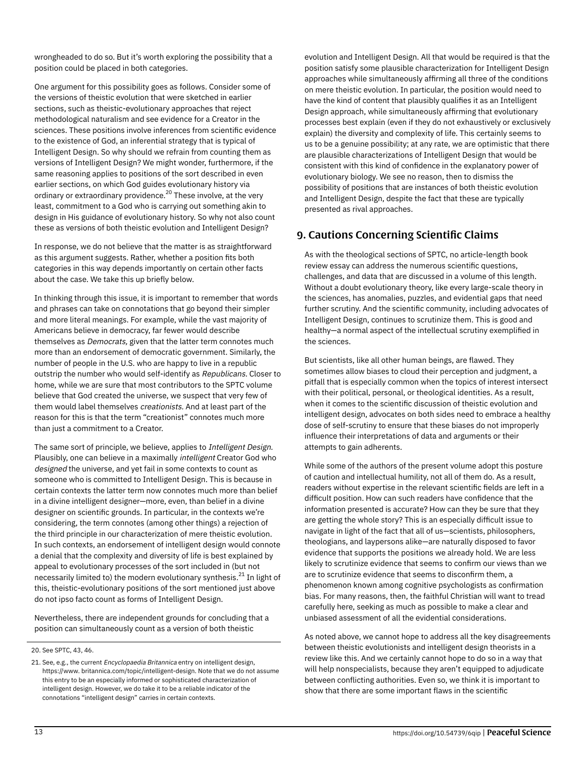wrongheaded to do so. But it's worth exploring the possibility that a position could be placed in both categories.

One argument for this possibility goes as follows. Consider some of the versions of theistic evolution that were sketched in earlier sections, such as theistic-evolutionary approaches that reject methodological naturalism and see evidence for a Creator in the sciences. These positions involve inferences from scientific evidence to the existence of God, an inferential strategy that is typical of Intelligent Design. So why should we refrain from counting them as versions of Intelligent Design? We might wonder, furthermore, if the same reasoning applies to positions of the sort described in even earlier sections, on which God guides evolutionary history via ordinary or extraordinary providence.[20] These involve, at the very least, commitment to a God who is carrying out something akin to design in His guidance of evolutionary history. So why not also count these as versions of both theistic evolution and Intelligent Design?

In response, we do not believe that the matter is as straightforward as this argument suggests. Rather, whether a position fits both categories in this way depends importantly on certain other facts about the case. We take this up briefly below.

In thinking through this issue, it is important to remember that words and phrases can take on connotations that go beyond their simpler and more literal meanings. For example, while the vast majority of Americans believe in democracy, far fewer would describe themselves as *Democrats,* given that the latter term connotes much more than an endorsement of democratic government. Similarly, the number of people in the U.S. who are happy to live in a republic outstrip the number who would self-identify as *Republicans.* Closer to home, while we are sure that most contributors to the SPTC volume believe that God created the universe, we suspect that very few of them would label themselves *creationists.* And at least part of the reason for this is that the term "creationist" connotes much more than just a commitment to a Creator.

The same sort of principle, we believe, applies to *Intelligent Design*. Plausibly, one can believe in a maximally *intelligent* Creator God who *designed* the universe, and yet fail in some contexts to count as someone who is committed to Intelligent Design. This is because in certain contexts the latter term now connotes much more than belief in a divine intelligent designer—more, even, than belief in a divine designer on scientific grounds. In particular, in the contexts we're considering, the term connotes (among other things) a rejection of the third principle in our characterization of mere theistic evolution. In such contexts, an endorsement of intelligent design would connote a denial that the complexity and diversity of life is best explained by appeal to evolutionary processes of the sort included in (but not necessarily limited to) the modern evolutionary synthesis.[21] In light of this, theistic-evolutionary positions of the sort mentioned just above do not ipso facto count as forms of Intelligent Design.

Nevertheless, there are independent grounds for concluding that a position can simultaneously count as a version of both theistic evolution and Intelligent Design. All that would be required is that the position satisfy some plausible characterization for Intelligent Design approaches while simultaneously affirming all three of the conditions on mere theistic evolution. In particular, the position would need to have the kind of content that plausibly qualifies it as an Intelligent Design approach, while simultaneously affirming that evolutionary processes best explain (even if they do not exhaustively or exclusively explain) the diversity and complexity of life. This certainly seems to us to be a genuine possibility; at any rate, we are optimistic that there are plausible characterizations of Intelligent Design that would be consistent with this kind of confidence in the explanatory power of evolutionary biology. We see no reason, then to dismiss the possibility of positions that are instances of both theistic evolution and Intelligent Design, despite the fact that these are typically presented as rival approaches.

## 9. Cautions Concerning Scientific Claims

As with the theological sections of SPTC, no article-length book review essay can address the numerous scientific questions, challenges, and data that are discussed in a volume of this length. Without a doubt evolutionary theory, like every large-scale theory in the sciences, has anomalies, puzzles, and evidential gaps that need further scrutiny. And the scientific community, including advocates of Intelligent Design, continues to scrutinize them. This is good and healthy—a normal aspect of the intellectual scrutiny exemplified in the sciences.

But scientists, like all other human beings, are flawed. They sometimes allow biases to cloud their perception and judgment, a pitfall that is especially common when the topics of interest intersect with their political, personal, or theological identities. As a result, when it comes to the scientific discussion of theistic evolution and intelligent design, advocates on both sides need to embrace a healthy dose of self-scrutiny to ensure that these biases do not improperly influence their interpretations of data and arguments or their attempts to gain adherents.

While some of the authors of the present volume adopt this posture of caution and intellectual humility, not all of them do. As a result, readers without expertise in the relevant scientific fields are left in a difficult position. How can such readers have confidence that the information presented is accurate? How can they be sure that they are getting the whole story? This is an especially difficult issue to navigate in light of the fact that all of us—scientists, philosophers, theologians, and laypersons alike—are naturally disposed to favor evidence that supports the positions we already hold. We are less likely to scrutinize evidence that seems to confirm our views than we are to scrutinize evidence that seems to disconfirm them, a phenomenon known among cognitive psychologists as confirmation bias. For many reasons, then, the faithful Christian will want to tread carefully here, seeking as much as possible to make a clear and unbiased assessment of all the evidential considerations.

As noted above, we cannot hope to address all the key disagreements between theistic evolutionists and intelligent design theorists in a review like this. And we certainly cannot hope to do so in a way that will help nonspecialists, because they aren't equipped to adjudicate between conflicting authorities. Even so, we think it is important to show that there are some important flaws in the scientific

---

20. See SPTC, 43, 46.

21. See, e.g., the current *Encyclopaedia Britannica* entry on intelligent design, https://www. britannica.com/topic/intelligent-design. Note that we do not assume this entry to be an especially informed or sophisticated characterization of intelligent design. However, we do take it to be a reliable indicator of the connotations "intelligent design" carries in certain contexts.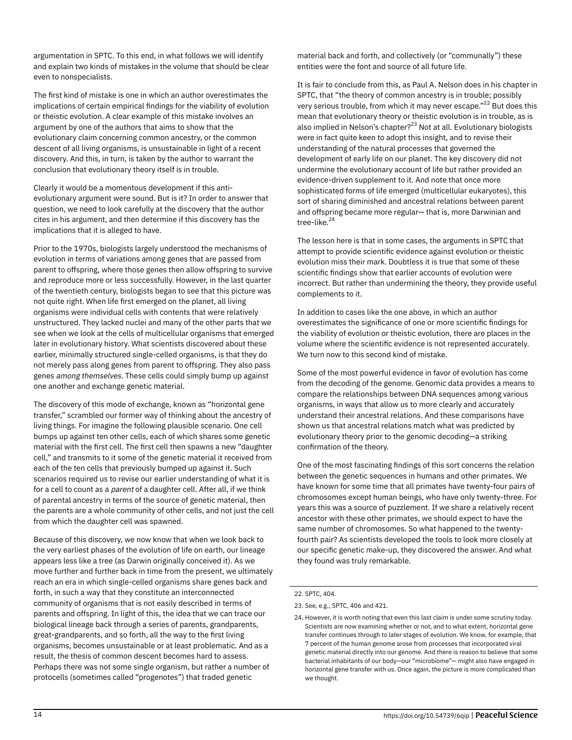argumentation in SPTC. To this end, in what follows we will identify and explain two kinds of mistakes in the volume that should be clear even to nonspecialists.

The first kind of mistake is one in which an author overestimates the implications of certain empirical findings for the viability of evolution or theistic evolution. A clear example of this mistake involves an argument by one of the authors that aims to show that the evolutionary claim concerning common ancestry, or the common descent of all living organisms, is unsustainable in light of a recent discovery. And this, in turn, is taken by the author to warrant the conclusion that evolutionary theory itself is in trouble.

Clearly it would be a momentous development if this anti-evolutionary argument were sound. But is it? In order to answer that question, we need to look carefully at the discovery that the author cites in his argument, and then determine if this discovery has the implications that it is alleged to have.

Prior to the 1970s, biologists largely understood the mechanisms of evolution in terms of variations among genes that are passed from parent to offspring, where those genes then allow offspring to survive and reproduce more or less successfully. However, in the last quarter of the twentieth century, biologists began to see that this picture was not quite right. When life first emerged on the planet, all living organisms were individual cells with contents that were relatively unstructured. They lacked nuclei and many of the other parts that we see when we look at the cells of multicellular organisms that emerged later in evolutionary history. What scientists discovered about these earlier, minimally structured single-celled organisms, is that they do not merely pass along genes from parent to offspring. They also pass genes *among themselves*. These cells could simply bump up against one another and exchange genetic material.

The discovery of this mode of exchange, known as "horizontal gene transfer," scrambled our former way of thinking about the ancestry of living things. For imagine the following plausible scenario. One cell bumps up against ten other cells, each of which shares some genetic material with the first cell. The first cell then spawns a new "daughter cell," and transmits to it some of the genetic material it received from each of the ten cells that previously bumped up against it. Such scenarios required us to revise our earlier understanding of what it is for a cell to count as a *parent* of a daughter cell. After all, if we think of parental ancestry in terms of the source of genetic material, then the parents are a whole community of other cells, and not just the cell from which the daughter cell was spawned.

Because of this discovery, we now know that when we look back to the very earliest phases of the evolution of life on earth, our lineage appears less like a tree (as Darwin originally conceived it). As we move further and further back in time from the present, we ultimately reach an era in which single-celled organisms share genes back and forth, in such a way that they constitute an interconnected community of organisms that is not easily described in terms of parents and offspring. In light of this, the idea that we can trace our biological lineage back through a series of parents, grandparents, great-grandparents, and so forth, all the way to the first living organisms, becomes unsustainable or at least problematic. And as a result, the thesis of common descent becomes hard to assess. Perhaps there was not some single organism, but rather a number of protocells (sometimes called "progenotes") that traded genetic material back and forth, and collectively (or "communally") these entities were the font and source of all future life.

It is fair to conclude from this, as Paul A. Nelson does in his chapter in SPTC, that "the theory of common ancestry is in trouble; possibly very serious trouble, from which it may never escape."[22] But does this mean that evolutionary theory or theistic evolution is in trouble, as is also implied in Nelson's chapter?[23] Not at all. Evolutionary biologists were in fact quite keen to adopt this insight, and to revise their understanding of the natural processes that governed the development of early life on our planet. The key discovery did not undermine the evolutionary account of life but rather provided an evidence-driven supplement to it. And note that once more sophisticated forms of life emerged (multicellular eukaryotes), this sort of sharing diminished and ancestral relations between parent and offspring became more regular— that is, more Darwinian and tree-like.[24]

The lesson here is that in some cases, the arguments in SPTC that attempt to provide scientific evidence against evolution or theistic evolution miss their mark. Doubtless it is true that some of these scientific findings show that earlier accounts of evolution were incorrect. But rather than undermining the theory, they provide useful complements to it.

In addition to cases like the one above, in which an author overestimates the significance of one or more scientific findings for the viability of evolution or theistic evolution, there are places in the volume where the scientific evidence is not represented accurately. We turn now to this second kind of mistake.

Some of the most powerful evidence in favor of evolution has come from the decoding of the genome. Genomic data provides a means to compare the relationships between DNA sequences among various organisms, in ways that allow us to more clearly and accurately understand their ancestral relations. And these comparisons have shown us that ancestral relations match what was predicted by evolutionary theory prior to the genomic decoding—a striking confirmation of the theory.

One of the most fascinating findings of this sort concerns the relation between the genetic sequences in humans and other primates. We have known for some time that all primates have twenty-four pairs of chromosomes except human beings, who have only twenty-three. For years this was a source of puzzlement. If we share a relatively recent ancestor with these other primates, we should expect to have the same number of chromosomes. So what happened to the twenty-fourth pair? As scientists developed the tools to look more closely at our specific genetic make-up, they discovered the answer. And what they found was truly remarkable.

---

22. SPTC, 404.

23. See, e.g., SPTC, 406 and 421.

24. However, it is worth noting that even this last claim is under some scrutiny today. Scientists are now examining whether or not, and to what extent, horizontal gene transfer continues through to later stages of evolution. We know, for example, that 7 percent of the human genome arose from processes that incorporated viral genetic material directly into our genome. And there is reason to believe that some bacterial inhabitants of our body—our "microbiome"— might also have engaged in horizontal gene transfer with us. Once again, the picture is more complicated than we thought.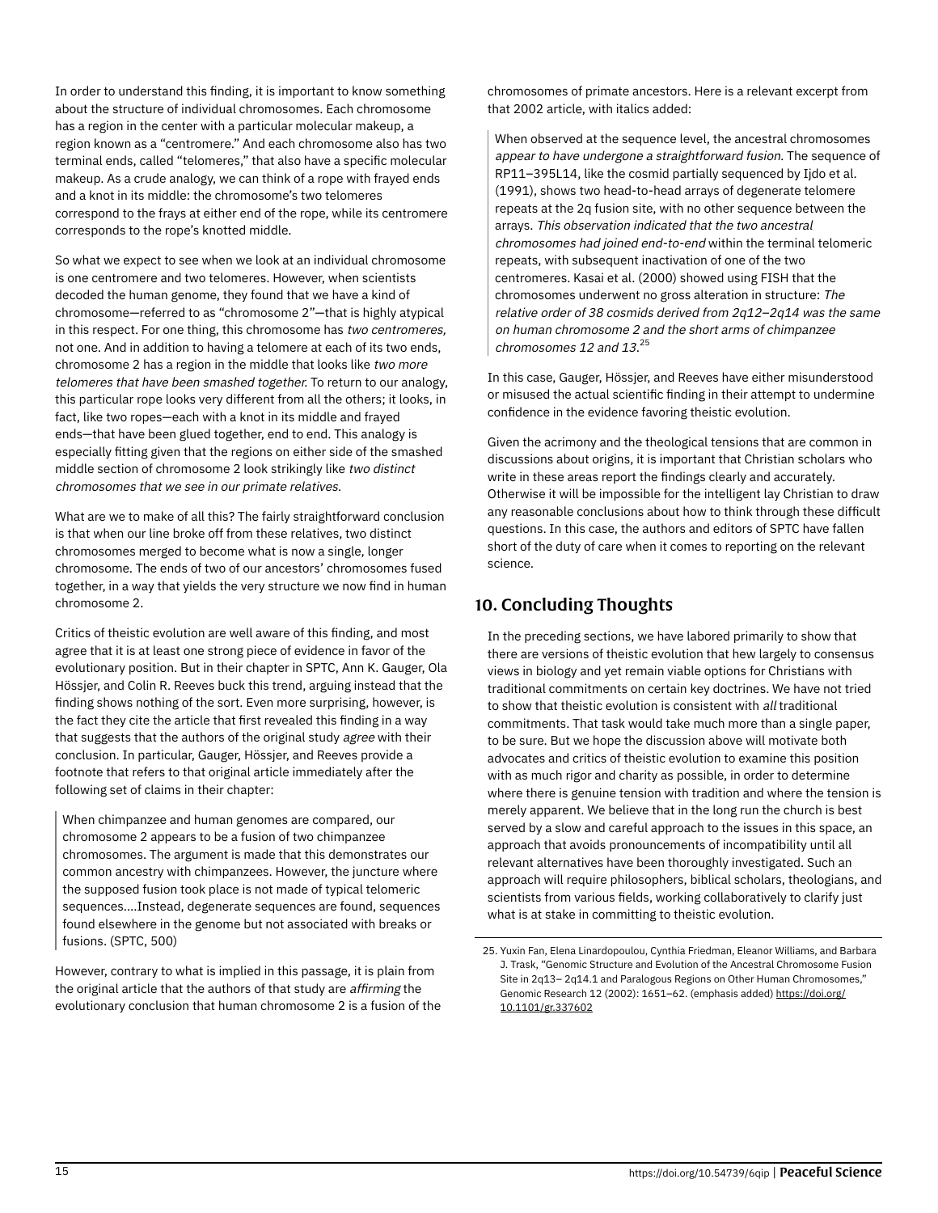In order to understand this finding, it is important to know something about the structure of individual chromosomes. Each chromosome has a region in the center with a particular molecular makeup, a region known as a "centromere." And each chromosome also has two terminal ends, called "telomeres," that also have a specific molecular makeup. As a crude analogy, we can think of a rope with frayed ends and a knot in its middle: the chromosome's two telomeres correspond to the frays at either end of the rope, while its centromere corresponds to the rope's knotted middle.

So what we expect to see when we look at an individual chromosome is one centromere and two telomeres. However, when scientists decoded the human genome, they found that we have a kind of chromosome—referred to as "chromosome 2"—that is highly atypical in this respect. For one thing, this chromosome has *two centromeres,* not one. And in addition to having a telomere at each of its two ends, chromosome 2 has a region in the middle that looks like *two more telomeres that have been smashed together.* To return to our analogy, this particular rope looks very different from all the others; it looks, in fact, like two ropes—each with a knot in its middle and frayed ends—that have been glued together, end to end. This analogy is especially fitting given that the regions on either side of the smashed middle section of chromosome 2 look strikingly like *two distinct chromosomes that we see in our primate relatives.*

What are we to make of all this? The fairly straightforward conclusion is that when our line broke off from these relatives, two distinct chromosomes merged to become what is now a single, longer chromosome. The ends of two of our ancestors' chromosomes fused together, in a way that yields the very structure we now find in human chromosome 2.

Critics of theistic evolution are well aware of this finding, and most agree that it is at least one strong piece of evidence in favor of the evolutionary position. But in their chapter in SPTC, Ann K. Gauger, Ola Hössjer, and Colin R. Reeves buck this trend, arguing instead that the finding shows nothing of the sort. Even more surprising, however, is the fact they cite the article that first revealed this finding in a way that suggests that the authors of the original study *agree* with their conclusion. In particular, Gauger, Hössjer, and Reeves provide a footnote that refers to that original article immediately after the following set of claims in their chapter:

> When chimpanzee and human genomes are compared, our chromosome 2 appears to be a fusion of two chimpanzee chromosomes. The argument is made that this demonstrates our common ancestry with chimpanzees. However, the juncture where the supposed fusion took place is not made of typical telomeric sequences....Instead, degenerate sequences are found, sequences found elsewhere in the genome but not associated with breaks or fusions. (SPTC, 500)

However, contrary to what is implied in this passage, it is plain from the original article that the authors of that study are *affirming* the evolutionary conclusion that human chromosome 2 is a fusion of the chromosomes of primate ancestors. Here is a relevant excerpt from that 2002 article, with italics added:

> When observed at the sequence level, the ancestral chromosomes *appear to have undergone a straightforward fusion.* The sequence of RP11–395L14, like the cosmid partially sequenced by Ijdo et al. (1991), shows two head-to-head arrays of degenerate telomere repeats at the 2q fusion site, with no other sequence between the arrays. *This observation indicated that the two ancestral chromosomes had joined end-to-end* within the terminal telomeric repeats, with subsequent inactivation of one of the two centromeres. Kasai et al. (2000) showed using FISH that the chromosomes underwent no gross alteration in structure: *The relative order of 38 cosmids derived from 2q12–2q14 was the same on human chromosome 2 and the short arms of chimpanzee chromosomes 12 and 13.*[25]

In this case, Gauger, Hössjer, and Reeves have either misunderstood or misused the actual scientific finding in their attempt to undermine confidence in the evidence favoring theistic evolution.

Given the acrimony and the theological tensions that are common in discussions about origins, it is important that Christian scholars who write in these areas report the findings clearly and accurately. Otherwise it will be impossible for the intelligent lay Christian to draw any reasonable conclusions about how to think through these difficult questions. In this case, the authors and editors of SPTC have fallen short of the duty of care when it comes to reporting on the relevant science.

## 10. Concluding Thoughts

In the preceding sections, we have labored primarily to show that there are versions of theistic evolution that hew largely to consensus views in biology and yet remain viable options for Christians with traditional commitments on certain key doctrines. We have not tried to show that theistic evolution is consistent with *all* traditional commitments. That task would take much more than a single paper, to be sure. But we hope the discussion above will motivate both advocates and critics of theistic evolution to examine this position with as much rigor and charity as possible, in order to determine where there is genuine tension with tradition and where the tension is merely apparent. We believe that in the long run the church is best served by a slow and careful approach to the issues in this space, an approach that avoids pronouncements of incompatibility until all relevant alternatives have been thoroughly investigated. Such an approach will require philosophers, biblical scholars, theologians, and scientists from various fields, working collaboratively to clarify just what is at stake in committing to theistic evolution.

---

25. Yuxin Fan, Elena Linardopoulou, Cynthia Friedman, Eleanor Williams, and Barbara J. Trask, "Genomic Structure and Evolution of the Ancestral Chromosome Fusion Site in 2q13– 2q14.1 and Paralogous Regions on Other Human Chromosomes," Genomic Research 12 (2002): 1651–62. (emphasis added) https://doi.org/10.1101/gr.337602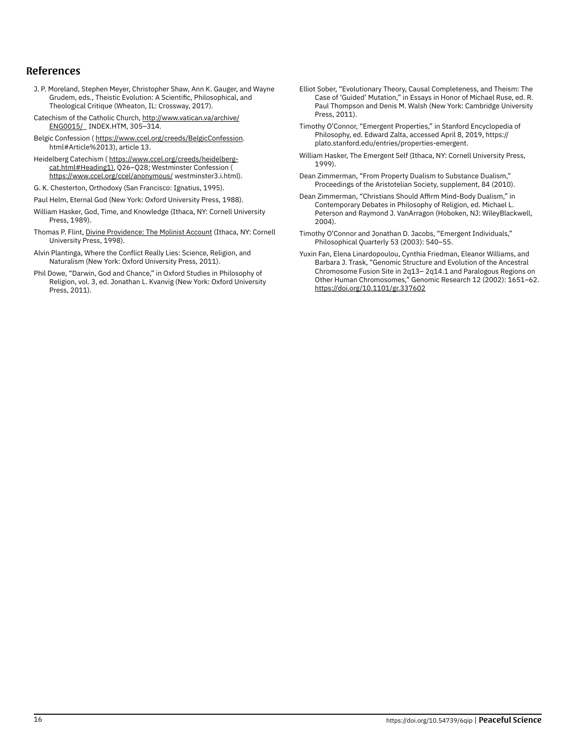## References

J. P. Moreland, Stephen Meyer, Christopher Shaw, Ann K. Gauger, and Wayne Grudem, eds., Theistic Evolution: A Scientific, Philosophical, and Theological Critique (Wheaton, IL: Crossway, 2017).

Catechism of the Catholic Church, http://www.vatican.va/archive/ENG0015/_ INDEX.HTM, 305–314.

Belgic Confession ( https://www.ccel.org/creeds/BelgicConfession.html#Article%2013), article 13.

Heidelberg Catechism ( https://www.ccel.org/creeds/heidelberg-cat.html#Heading1), Q26–Q28; Westminster Confession ( https://www.ccel.org/ccel/anonymous/ westminster3.i.html).

G. K. Chesterton, Orthodoxy (San Francisco: Ignatius, 1995).

Paul Helm, Eternal God (New York: Oxford University Press, 1988).

William Hasker, God, Time, and Knowledge (Ithaca, NY: Cornell University Press, 1989).

Thomas P. Flint, Divine Providence: The Molinist Account (Ithaca, NY: Cornell University Press, 1998).

Alvin Plantinga, Where the Conflict Really Lies: Science, Religion, and Naturalism (New York: Oxford University Press, 2011).

Phil Dowe, "Darwin, God and Chance," in Oxford Studies in Philosophy of Religion, vol. 3, ed. Jonathan L. Kvanvig (New York: Oxford University Press, 2011).

Elliot Sober, "Evolutionary Theory, Causal Completeness, and Theism: The Case of 'Guided' Mutation," in Essays in Honor of Michael Ruse, ed. R. Paul Thompson and Denis M. Walsh (New York: Cambridge University Press, 2011).

Timothy O'Connor, "Emergent Properties," in Stanford Encyclopedia of Philosophy, ed. Edward Zalta, accessed April 8, 2019, https://plato.stanford.edu/entries/properties-emergent.

William Hasker, The Emergent Self (Ithaca, NY: Cornell University Press, 1999).

Dean Zimmerman, "From Property Dualism to Substance Dualism," Proceedings of the Aristotelian Society, supplement, 84 (2010).

Dean Zimmerman, "Christians Should Affirm Mind-Body Dualism," in Contemporary Debates in Philosophy of Religion, ed. Michael L. Peterson and Raymond J. VanArragon (Hoboken, NJ: WileyBlackwell, 2004).

Timothy O'Connor and Jonathan D. Jacobs, "Emergent Individuals," Philosophical Quarterly 53 (2003): 540–55.

Yuxin Fan, Elena Linardopoulou, Cynthia Friedman, Eleanor Williams, and Barbara J. Trask, "Genomic Structure and Evolution of the Ancestral Chromosome Fusion Site in 2q13– 2q14.1 and Paralogous Regions on Other Human Chromosomes," Genomic Research 12 (2002): 1651–62. https://doi.org/10.1101/gr.337602